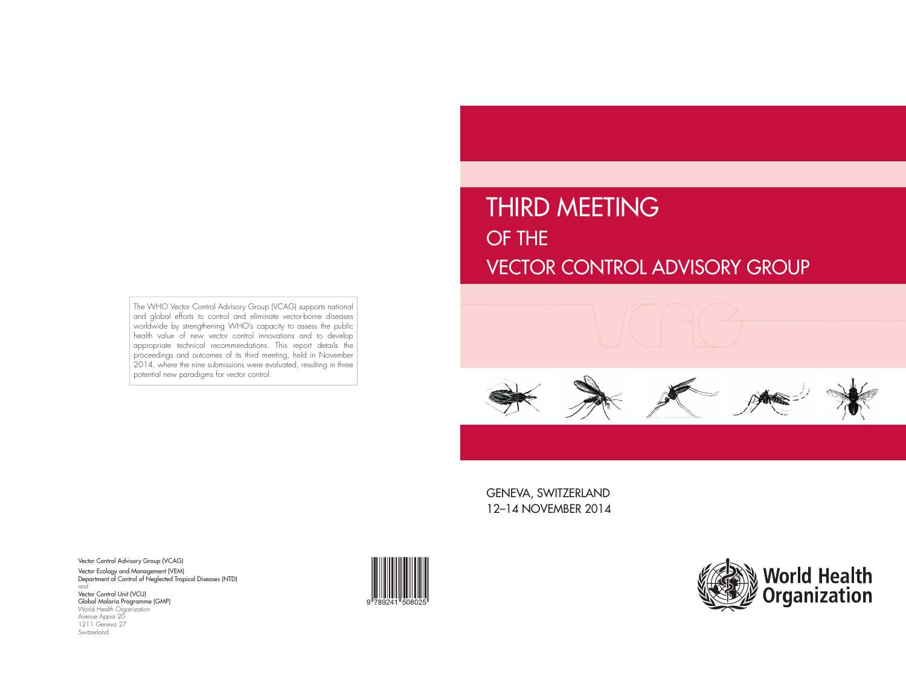# THIRD MEETING
## OF THE
## VECTOR CONTROL ADVISORY GROUP

GENEVA, SWITZERLAND
12–14 NOVEMBER 2014

The WHO Vector Control Advisory Group (VCAG) supports national and global efforts to control and eliminate vector-borne diseases worldwide by strengthening WHO's capacity to assess the public health value of new vector control innovations and to develop appropriate technical recommendations. This report details the proceedings and outcomes of its third meeting, held in November 2014, where the nine submissions were evaluated, resulting in three potential new paradigms for vector control.

Vector Control Advisory Group (VCAG)
Vector Ecology and Management (VEM)
Department of Control of Neglected Tropical Diseases (NTD)
and
Vector Control Unit (VCU)
Global Malaria Programme (GMP)
World Health Organization
Avenue Appia 20
1211 Geneva 27
Switzerland

9 789241 508025

World Health Organization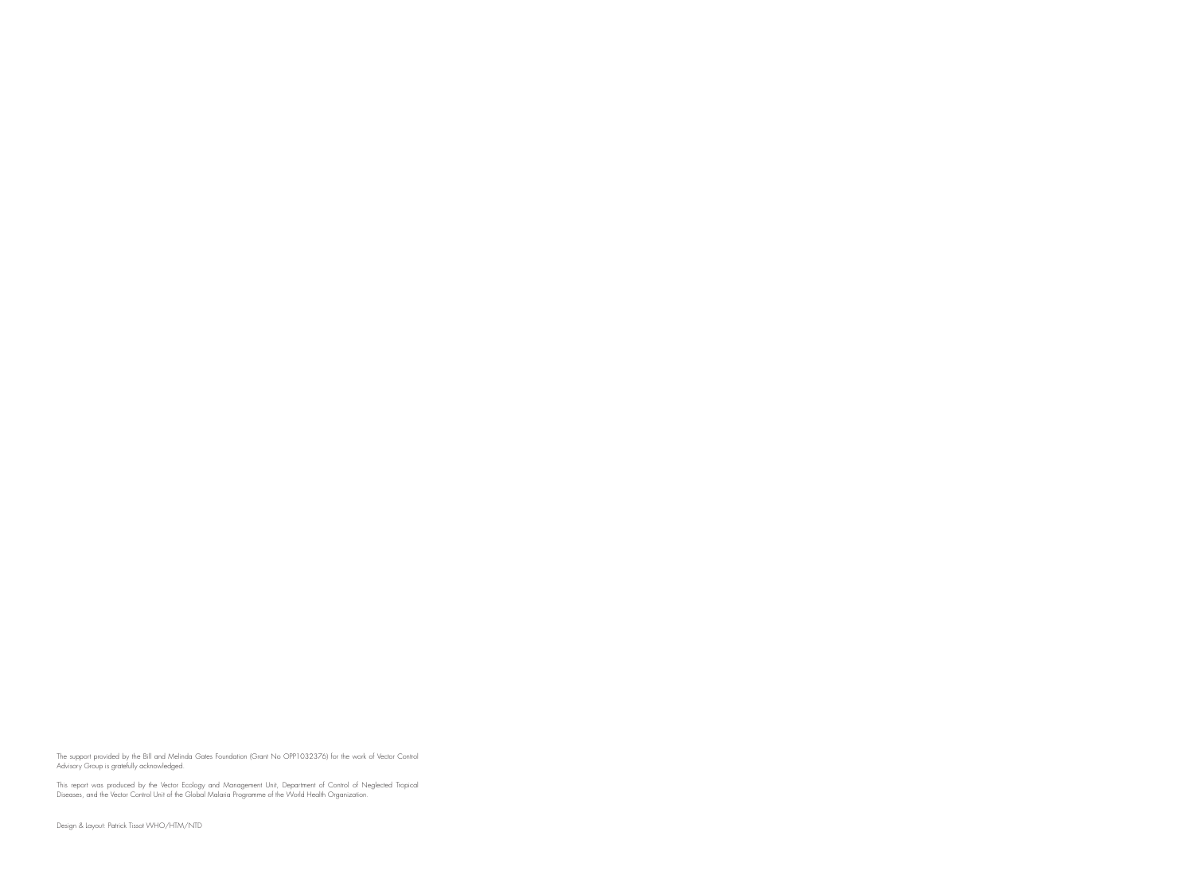The support provided by the Bill and Melinda Gates Foundation (Grant No OPP1032376) for the work of Vector Control Advisory Group is gratefully acknowledged.

This report was produced by the Vector Ecology and Management Unit, Department of Control of Neglected Tropical Diseases, and the Vector Control Unit of the Global Malaria Programme of the World Health Organization.

Design & Layout: Patrick Tissot WHO/HTM/NTD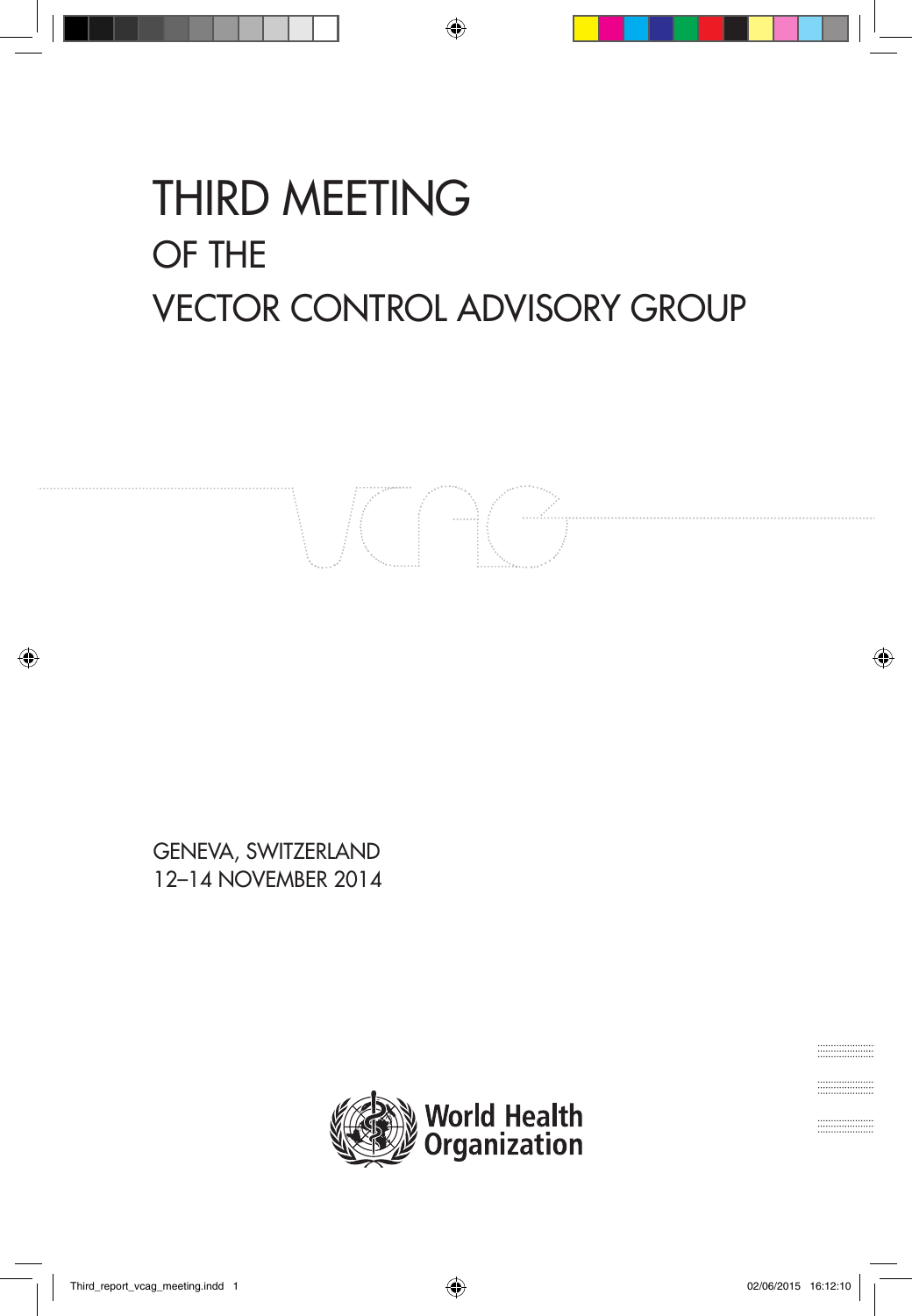# THIRD MEETING
## OF THE
## VECTOR CONTROL ADVISORY GROUP

GENEVA, SWITZERLAND
12–14 NOVEMBER 2014

World Health Organization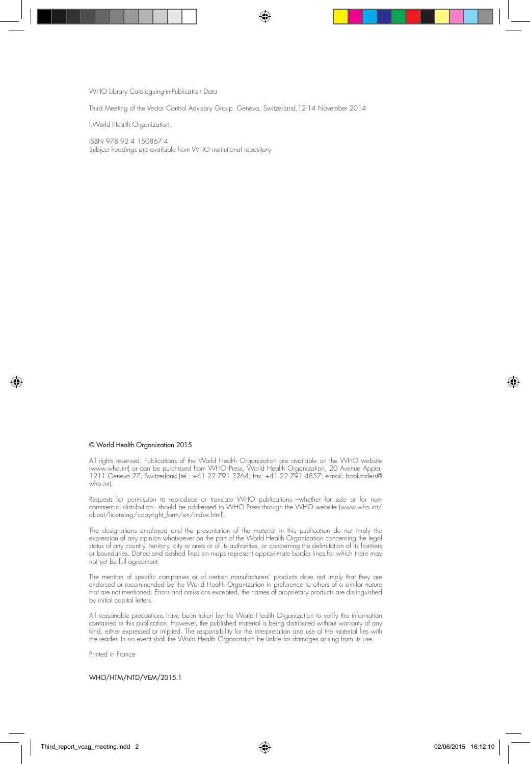WHO Library Cataloguing-in-Publication Data

Third Meeting of the Vector Control Advisory Group. Geneva, Switzerland,12-14 November 2014

I.World Health Organization.

ISBN 978 92 4 150867 4
Subject headings are available from WHO institutional repository

© World Health Organization 2015

All rights reserved. Publications of the World Health Organization are available on the WHO website (www.who.int) or can be purchased from WHO Press, World Health Organization, 20 Avenue Appia, 1211 Geneva 27, Switzerland (tel.: +41 22 791 3264; fax: +41 22 791 4857; e-mail: bookorders@who.int).

Requests for permission to reproduce or translate WHO publications –whether for sale or for non-commercial distribution– should be addressed to WHO Press through the WHO website (www.who.int/about/licensing/copyright_form/en/index.html).

The designations employed and the presentation of the material in this publication do not imply the expression of any opinion whatsoever on the part of the World Health Organization concerning the legal status of any country, territory, city or area or of its authorities, or concerning the delimitation of its frontiers or boundaries. Dotted and dashed lines on maps represent approximate border lines for which there may not yet be full agreement.

The mention of specific companies or of certain manufacturers' products does not imply that they are endorsed or recommended by the World Health Organization in preference to others of a similar nature that are not mentioned. Errors and omissions excepted, the names of proprietary products are distinguished by initial capital letters.

All reasonable precautions have been taken by the World Health Organization to verify the information contained in this publication. However, the published material is being distributed without warranty of any kind, either expressed or implied. The responsibility for the interpretation and use of the material lies with the reader. In no event shall the World Health Organization be liable for damages arising from its use.

Printed in France

WHO/HTM/NTD/VEM/2015.1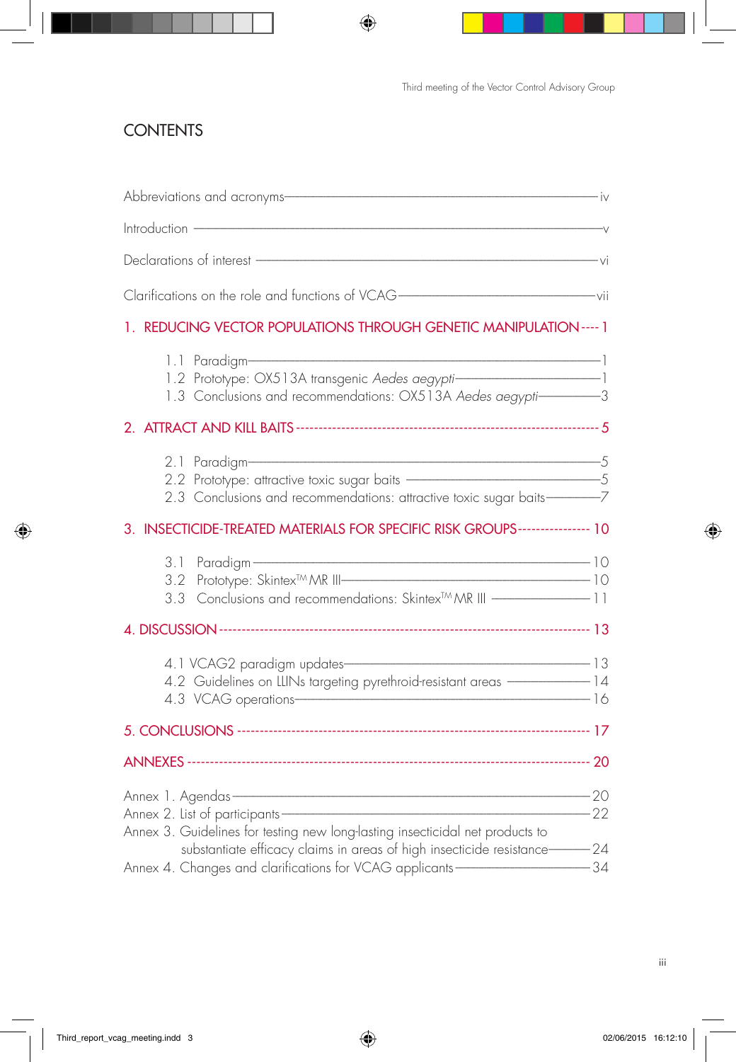# CONTENTS

Abbreviations and acronyms — iv

Introduction — v

Declarations of interest — vi

Clarifications on the role and functions of VCAG — vii

1. REDUCING VECTOR POPULATIONS THROUGH GENETIC MANIPULATION — 1
   - 1.1 Paradigm — 1
   - 1.2 Prototype: OX513A transgenic *Aedes aegypti* — 1
   - 1.3 Conclusions and recommendations: OX513A *Aedes aegypti* — 3

2. ATTRACT AND KILL BAITS — 5
   - 2.1 Paradigm — 5
   - 2.2 Prototype: attractive toxic sugar baits — 5
   - 2.3 Conclusions and recommendations: attractive toxic sugar baits — 7

3. INSECTICIDE-TREATED MATERIALS FOR SPECIFIC RISK GROUPS — 10
   - 3.1 Paradigm — 10
   - 3.2 Prototype: Skintex™ MR III — 10
   - 3.3 Conclusions and recommendations: Skintex™ MR III — 11

4. DISCUSSION — 13
   - 4.1 VCAG2 paradigm updates — 13
   - 4.2 Guidelines on LLINs targeting pyrethroid-resistant areas — 14
   - 4.3 VCAG operations — 16

5. CONCLUSIONS — 17

ANNEXES — 20

- Annex 1. Agendas — 20
- Annex 2. List of participants — 22
- Annex 3. Guidelines for testing new long-lasting insecticidal net products to substantiate efficacy claims in areas of high insecticide resistance — 24
- Annex 4. Changes and clarifications for VCAG applicants — 34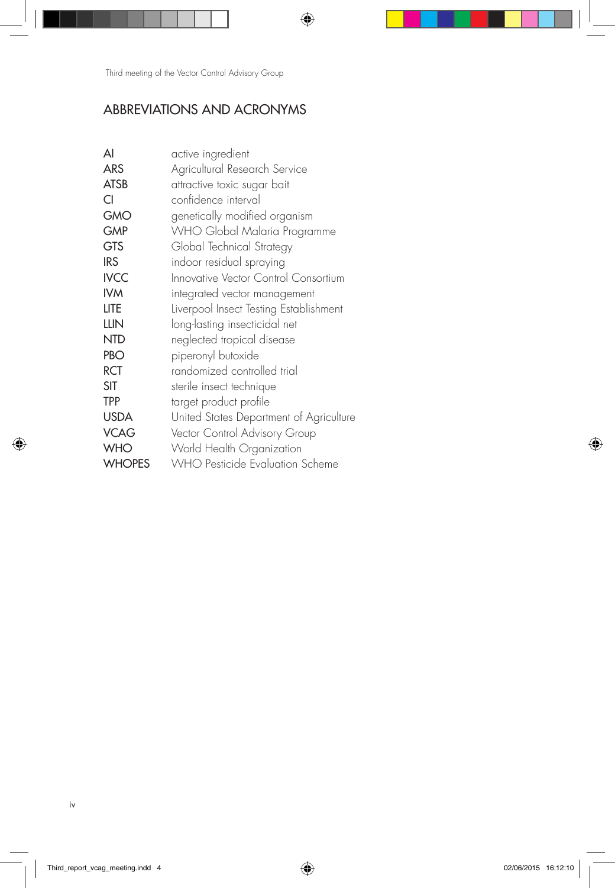## ABBREVIATIONS AND ACRONYMS

| | |
|---|---|
| AI | active ingredient |
| ARS | Agricultural Research Service |
| ATSB | attractive toxic sugar bait |
| CI | confidence interval |
| GMO | genetically modified organism |
| GMP | WHO Global Malaria Programme |
| GTS | Global Technical Strategy |
| IRS | indoor residual spraying |
| IVCC | Innovative Vector Control Consortium |
| IVM | integrated vector management |
| LITE | Liverpool Insect Testing Establishment |
| LLIN | long-lasting insecticidal net |
| NTD | neglected tropical disease |
| PBO | piperonyl butoxide |
| RCT | randomized controlled trial |
| SIT | sterile insect technique |
| TPP | target product profile |
| USDA | United States Department of Agriculture |
| VCAG | Vector Control Advisory Group |
| WHO | World Health Organization |
| WHOPES | WHO Pesticide Evaluation Scheme |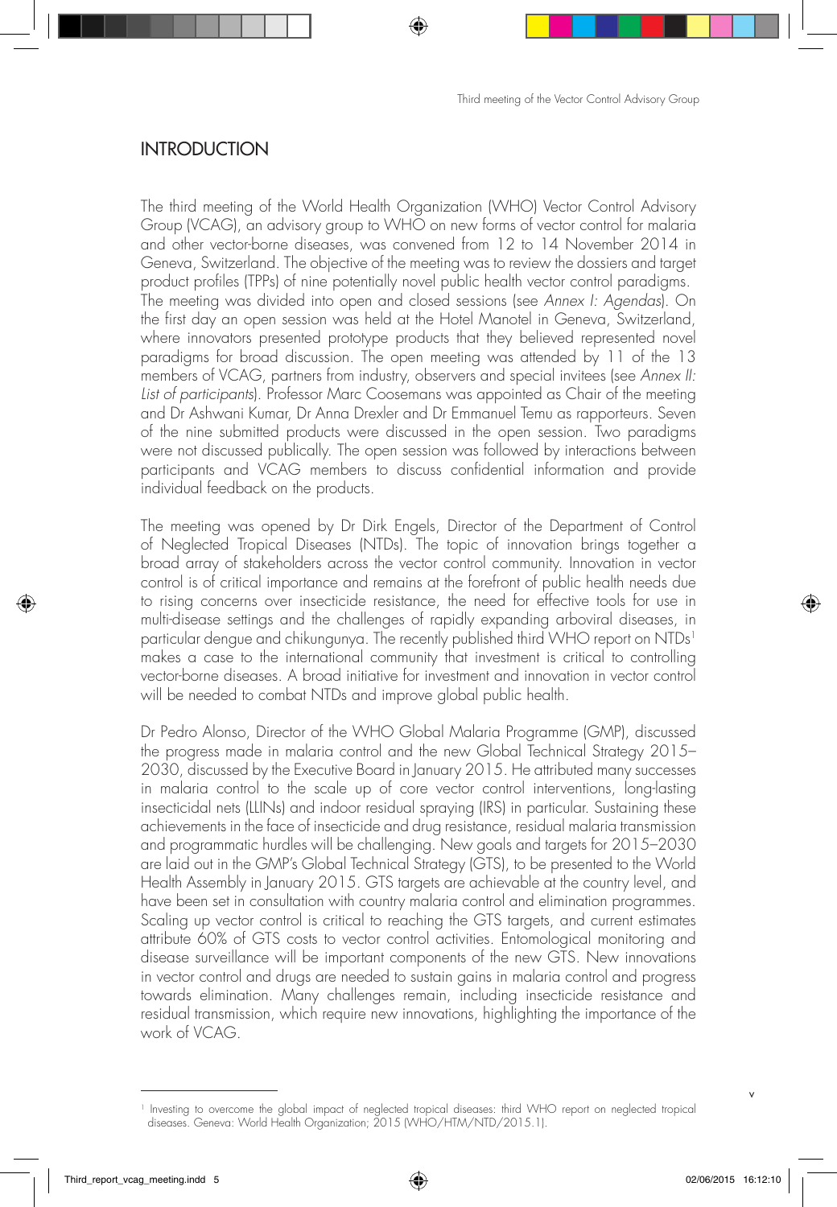# INTRODUCTION

The third meeting of the World Health Organization (WHO) Vector Control Advisory Group (VCAG), an advisory group to WHO on new forms of vector control for malaria and other vector-borne diseases, was convened from 12 to 14 November 2014 in Geneva, Switzerland. The objective of the meeting was to review the dossiers and target product profiles (TPPs) of nine potentially novel public health vector control paradigms. The meeting was divided into open and closed sessions (see *Annex I: Agendas*). On the first day an open session was held at the Hotel Manotel in Geneva, Switzerland, where innovators presented prototype products that they believed represented novel paradigms for broad discussion. The open meeting was attended by 11 of the 13 members of VCAG, partners from industry, observers and special invitees (see *Annex II: List of participants*). Professor Marc Coosemans was appointed as Chair of the meeting and Dr Ashwani Kumar, Dr Anna Drexler and Dr Emmanuel Temu as rapporteurs. Seven of the nine submitted products were discussed in the open session. Two paradigms were not discussed publically. The open session was followed by interactions between participants and VCAG members to discuss confidential information and provide individual feedback on the products.

The meeting was opened by Dr Dirk Engels, Director of the Department of Control of Neglected Tropical Diseases (NTDs). The topic of innovation brings together a broad array of stakeholders across the vector control community. Innovation in vector control is of critical importance and remains at the forefront of public health needs due to rising concerns over insecticide resistance, the need for effective tools for use in multi-disease settings and the challenges of rapidly expanding arboviral diseases, in particular dengue and chikungunya. The recently published third WHO report on NTDs[1] makes a case to the international community that investment is critical to controlling vector-borne diseases. A broad initiative for investment and innovation in vector control will be needed to combat NTDs and improve global public health.

Dr Pedro Alonso, Director of the WHO Global Malaria Programme (GMP), discussed the progress made in malaria control and the new Global Technical Strategy 2015–2030, discussed by the Executive Board in January 2015. He attributed many successes in malaria control to the scale up of core vector control interventions, long-lasting insecticidal nets (LLINs) and indoor residual spraying (IRS) in particular. Sustaining these achievements in the face of insecticide and drug resistance, residual malaria transmission and programmatic hurdles will be challenging. New goals and targets for 2015–2030 are laid out in the GMP's Global Technical Strategy (GTS), to be presented to the World Health Assembly in January 2015. GTS targets are achievable at the country level, and have been set in consultation with country malaria control and elimination programmes. Scaling up vector control is critical to reaching the GTS targets, and current estimates attribute 60% of GTS costs to vector control activities. Entomological monitoring and disease surveillance will be important components of the new GTS. New innovations in vector control and drugs are needed to sustain gains in malaria control and progress towards elimination. Many challenges remain, including insecticide resistance and residual transmission, which require new innovations, highlighting the importance of the work of VCAG.

---

[1] Investing to overcome the global impact of neglected tropical diseases: third WHO report on neglected tropical diseases. Geneva: World Health Organization; 2015 (WHO/HTM/NTD/2015.1).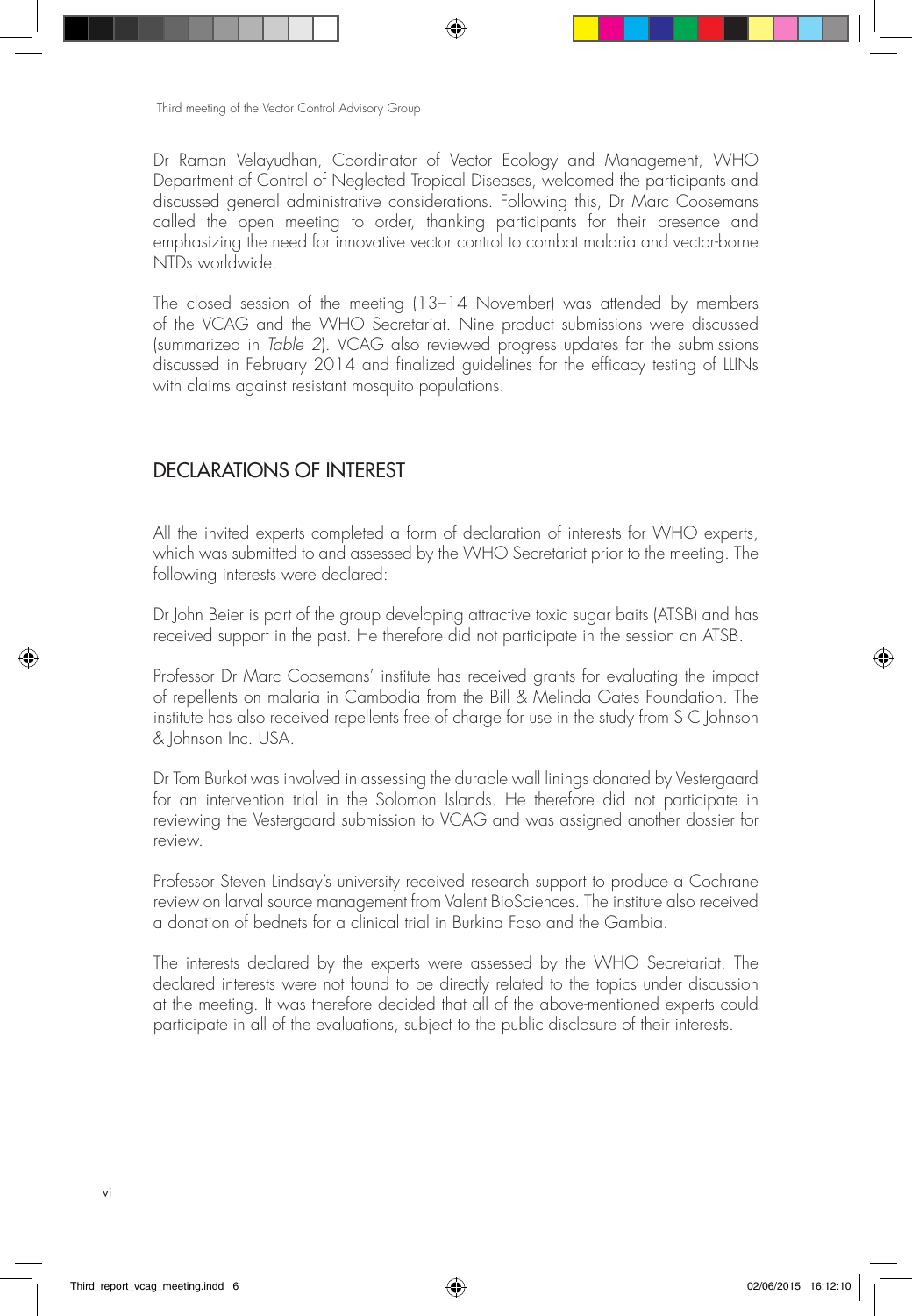Dr Raman Velayudhan, Coordinator of Vector Ecology and Management, WHO Department of Control of Neglected Tropical Diseases, welcomed the participants and discussed general administrative considerations. Following this, Dr Marc Coosemans called the open meeting to order, thanking participants for their presence and emphasizing the need for innovative vector control to combat malaria and vector-borne NTDs worldwide.

The closed session of the meeting (13–14 November) was attended by members of the VCAG and the WHO Secretariat. Nine product submissions were discussed (summarized in *Table 2*). VCAG also reviewed progress updates for the submissions discussed in February 2014 and finalized guidelines for the efficacy testing of LLINs with claims against resistant mosquito populations.

## DECLARATIONS OF INTEREST

All the invited experts completed a form of declaration of interests for WHO experts, which was submitted to and assessed by the WHO Secretariat prior to the meeting. The following interests were declared:

Dr John Beier is part of the group developing attractive toxic sugar baits (ATSB) and has received support in the past. He therefore did not participate in the session on ATSB.

Professor Dr Marc Coosemans' institute has received grants for evaluating the impact of repellents on malaria in Cambodia from the Bill & Melinda Gates Foundation. The institute has also received repellents free of charge for use in the study from S C Johnson & Johnson Inc. USA.

Dr Tom Burkot was involved in assessing the durable wall linings donated by Vestergaard for an intervention trial in the Solomon Islands. He therefore did not participate in reviewing the Vestergaard submission to VCAG and was assigned another dossier for review.

Professor Steven Lindsay's university received research support to produce a Cochrane review on larval source management from Valent BioSciences. The institute also received a donation of bednets for a clinical trial in Burkina Faso and the Gambia.

The interests declared by the experts were assessed by the WHO Secretariat. The declared interests were not found to be directly related to the topics under discussion at the meeting. It was therefore decided that all of the above-mentioned experts could participate in all of the evaluations, subject to the public disclosure of their interests.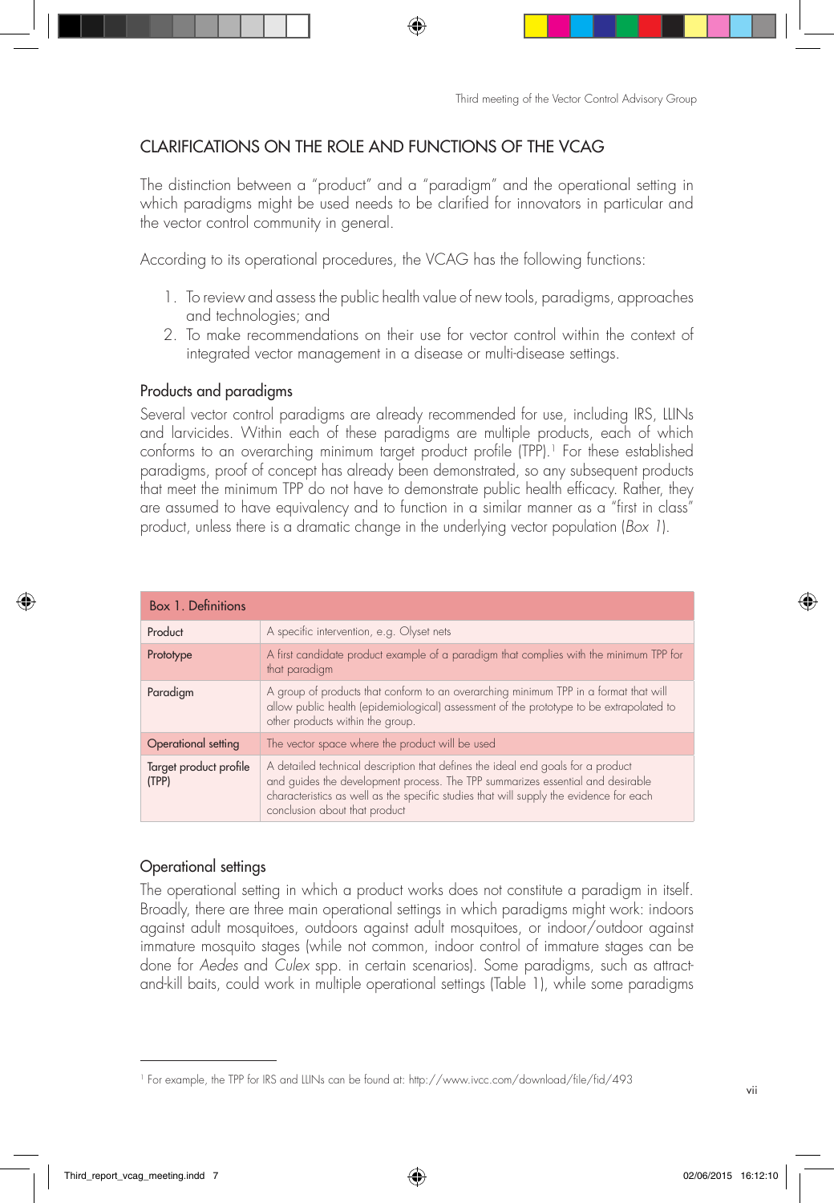## CLARIFICATIONS ON THE ROLE AND FUNCTIONS OF THE VCAG

The distinction between a "product" and a "paradigm" and the operational setting in which paradigms might be used needs to be clarified for innovators in particular and the vector control community in general.

According to its operational procedures, the VCAG has the following functions:

1. To review and assess the public health value of new tools, paradigms, approaches and technologies; and
2. To make recommendations on their use for vector control within the context of integrated vector management in a disease or multi-disease settings.

### Products and paradigms

Several vector control paradigms are already recommended for use, including IRS, LLINs and larvicides. Within each of these paradigms are multiple products, each of which conforms to an overarching minimum target product profile (TPP).[1] For these established paradigms, proof of concept has already been demonstrated, so any subsequent products that meet the minimum TPP do not have to demonstrate public health efficacy. Rather, they are assumed to have equivalency and to function in a similar manner as a "first in class" product, unless there is a dramatic change in the underlying vector population (*Box 1*).

| Box 1. Definitions | |
|---|---|
| Product | A specific intervention, e.g. Olyset nets |
| Prototype | A first candidate product example of a paradigm that complies with the minimum TPP for that paradigm |
| Paradigm | A group of products that conform to an overarching minimum TPP in a format that will allow public health (epidemiological) assessment of the prototype to be extrapolated to other products within the group. |
| Operational setting | The vector space where the product will be used |
| Target product profile (TPP) | A detailed technical description that defines the ideal end goals for a product and guides the development process. The TPP summarizes essential and desirable characteristics as well as the specific studies that will supply the evidence for each conclusion about that product |

### Operational settings

The operational setting in which a product works does not constitute a paradigm in itself. Broadly, there are three main operational settings in which paradigms might work: indoors against adult mosquitoes, outdoors against adult mosquitoes, or indoor/outdoor against immature mosquito stages (while not common, indoor control of immature stages can be done for *Aedes* and *Culex* spp. in certain scenarios). Some paradigms, such as attract-and-kill baits, could work in multiple operational settings (Table 1), while some paradigms

[1] For example, the TPP for IRS and LLINs can be found at: http://www.ivcc.com/download/file/fid/493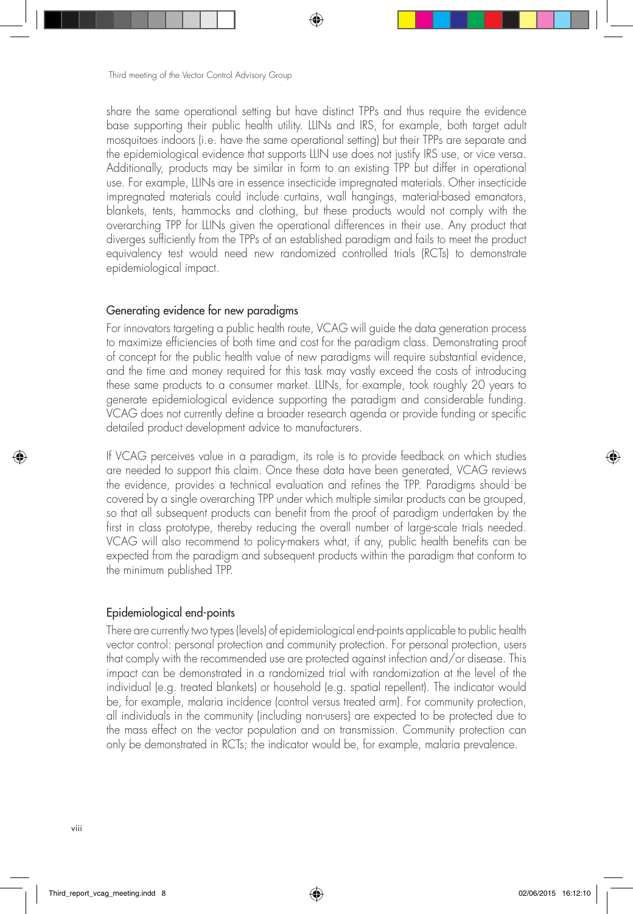share the same operational setting but have distinct TPPs and thus require the evidence base supporting their public health utility. LLINs and IRS, for example, both target adult mosquitoes indoors (i.e. have the same operational setting) but their TPPs are separate and the epidemiological evidence that supports LLIN use does not justify IRS use, or vice versa. Additionally, products may be similar in form to an existing TPP but differ in operational use. For example, LLINs are in essence insecticide impregnated materials. Other insecticide impregnated materials could include curtains, wall hangings, material-based emanators, blankets, tents, hammocks and clothing, but these products would not comply with the overarching TPP for LLINs given the operational differences in their use. Any product that diverges sufficiently from the TPPs of an established paradigm and fails to meet the product equivalency test would need new randomized controlled trials (RCTs) to demonstrate epidemiological impact.

## Generating evidence for new paradigms

For innovators targeting a public health route, VCAG will guide the data generation process to maximize efficiencies of both time and cost for the paradigm class. Demonstrating proof of concept for the public health value of new paradigms will require substantial evidence, and the time and money required for this task may vastly exceed the costs of introducing these same products to a consumer market. LLINs, for example, took roughly 20 years to generate epidemiological evidence supporting the paradigm and considerable funding. VCAG does not currently define a broader research agenda or provide funding or specific detailed product development advice to manufacturers.

If VCAG perceives value in a paradigm, its role is to provide feedback on which studies are needed to support this claim. Once these data have been generated, VCAG reviews the evidence, provides a technical evaluation and refines the TPP. Paradigms should be covered by a single overarching TPP under which multiple similar products can be grouped, so that all subsequent products can benefit from the proof of paradigm undertaken by the first in class prototype, thereby reducing the overall number of large-scale trials needed. VCAG will also recommend to policy-makers what, if any, public health benefits can be expected from the paradigm and subsequent products within the paradigm that conform to the minimum published TPP.

## Epidemiological end-points

There are currently two types (levels) of epidemiological end-points applicable to public health vector control: personal protection and community protection. For personal protection, users that comply with the recommended use are protected against infection and/or disease. This impact can be demonstrated in a randomized trial with randomization at the level of the individual (e.g. treated blankets) or household (e.g. spatial repellent). The indicator would be, for example, malaria incidence (control versus treated arm). For community protection, all individuals in the community (including non-users) are expected to be protected due to the mass effect on the vector population and on transmission. Community protection can only be demonstrated in RCTs; the indicator would be, for example, malaria prevalence.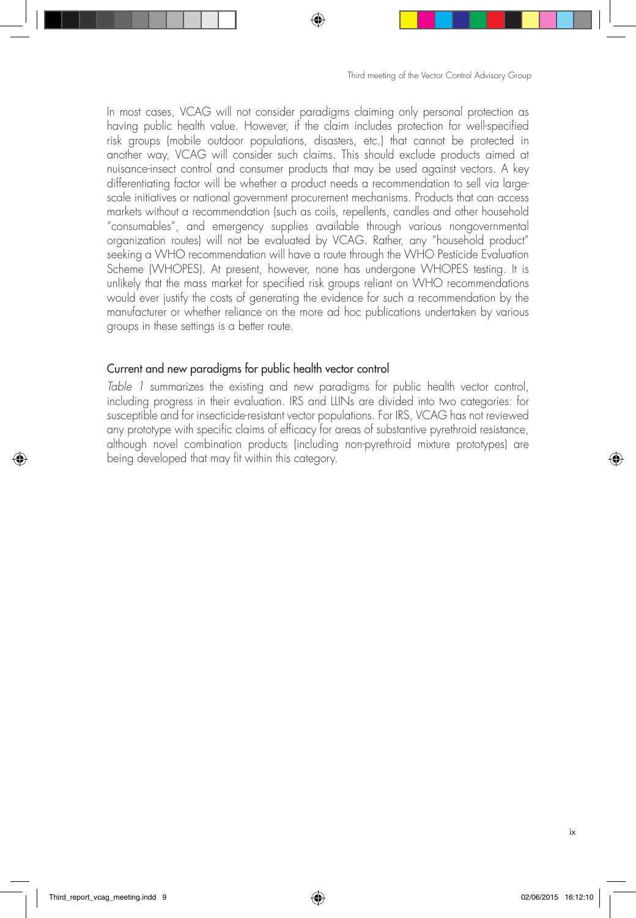In most cases, VCAG will not consider paradigms claiming only personal protection as having public health value. However, if the claim includes protection for well-specified risk groups (mobile outdoor populations, disasters, etc.) that cannot be protected in another way, VCAG will consider such claims. This should exclude products aimed at nuisance-insect control and consumer products that may be used against vectors. A key differentiating factor will be whether a product needs a recommendation to sell via large-scale initiatives or national government procurement mechanisms. Products that can access markets without a recommendation (such as coils, repellents, candles and other household "consumables", and emergency supplies available through various nongovernmental organization routes) will not be evaluated by VCAG. Rather, any "household product" seeking a WHO recommendation will have a route through the WHO Pesticide Evaluation Scheme (WHOPES). At present, however, none has undergone WHOPES testing. It is unlikely that the mass market for specified risk groups reliant on WHO recommendations would ever justify the costs of generating the evidence for such a recommendation by the manufacturer or whether reliance on the more ad hoc publications undertaken by various groups in these settings is a better route.

### Current and new paradigms for public health vector control

*Table 1* summarizes the existing and new paradigms for public health vector control, including progress in their evaluation. IRS and LLINs are divided into two categories: for susceptible and for insecticide-resistant vector populations. For IRS, VCAG has not reviewed any prototype with specific claims of efficacy for areas of substantive pyrethroid resistance, although novel combination products (including non-pyrethroid mixture prototypes) are being developed that may fit within this category.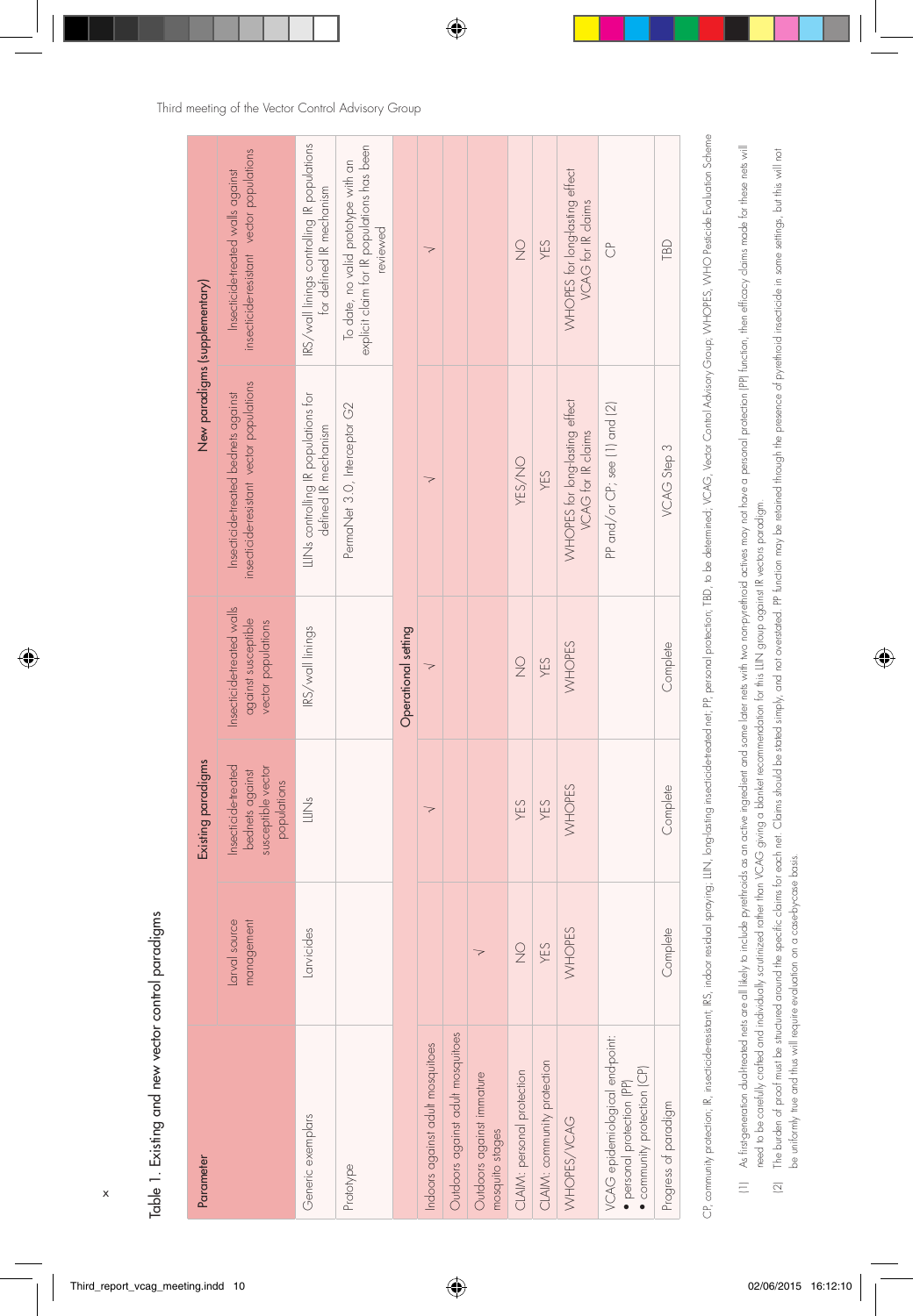Table 1. Existing and new vector control paradigms

| Parameter | Existing paradigms | | | New paradigms (supplementary) | |
|---|---|---|---|---|---|
| | Larval source management | Insecticide-treated bednets against susceptible vector populations | Insecticide-treated walls against susceptible vector populations | Insecticide-treated bednets against insecticide-resistant vector populations | Insecticide-treated walls against insecticide-resistant vector populations |
| Generic exemplars | Larvicides | LLINs | IRS/wall linings | LLINs controlling IR populations for defined IR mechanism | IRS/wall linings controlling IR populations for defined IR mechanism |
| Prototype | | | | PermaNet 3.0, Interceptor G2 | To date, no valid prototype with an explicit claim for IR populations has been reviewed |
| **Operational setting** | | | | | |
| Indoors against adult mosquitoes | | √ | √ | √ | √ |
| Outdoors against adult mosquitoes | | | | | |
| Outdoors against immature mosquito stages | √ | | | | |
| CLAIM: personal protection | NO | YES | NO | YES/NO | NO |
| CLAIM: community protection | YES | YES | YES | YES | YES |
| WHOPES/VCAG | WHOPES | WHOPES | WHOPES | WHOPES for long-lasting effect VCAG for IR claims | WHOPES for long-lasting effect VCAG for IR claims |
| VCAG epidemiological end-point: <br>• personal protection (PP) <br>• community protection (CP) | | | | PP and/or CP; see (1) and (2) | CP |
| Progress of paradigm | Complete | Complete | Complete | VCAG Step 3 | TBD |

CP, community protection; IR, insecticide-resistant; IRS, indoor residual spraying; LLIN, long-lasting insecticide-treated net; PP, personal protection; TBD, to be determined; VCAG, Vector Control Advisory Group; WHOPES, WHO Pesticide Evaluation Scheme

(1) As first-generation dual-treated nets are all likely to include pyrethroids as an active ingredient and some later nets with two nonpyrethroid actives may not have a personal protection (PP) function, then efficacy claims made for these nets will need to be carefully crafted and individually scrutinized rather than VCAG giving a blanket recommendation for this LLIN group against IR vectors paradigm.

(2) The burden of proof must be structured around the specific claims for each net. Claims should be stated simply, and not overstated. PP function may be retained through the presence of pyrethroid insecticide in some settings, but this will not be uniformly true and thus will require evaluation on a case-by-case basis.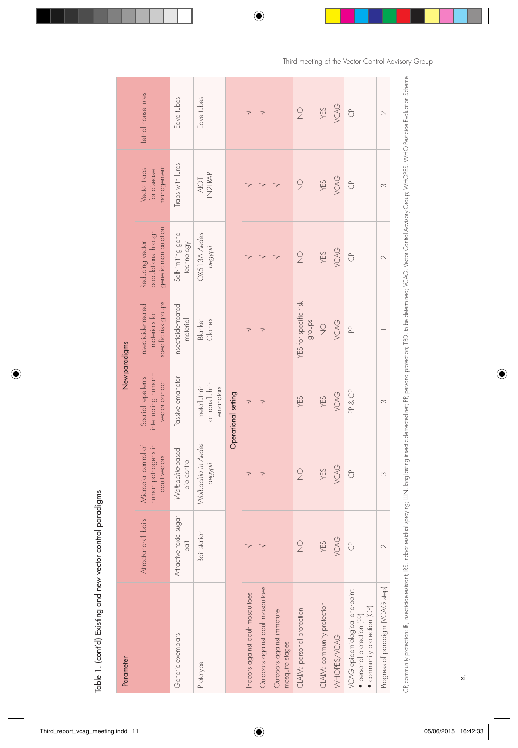Table 1. (cont'd) Existing and new vector control paradigms

| Parameter | New paradigms | | | | | | |
|---|---|---|---|---|---|---|---|
| | Attract-and-kill baits | Microbial control of human pathogens in adult vectors | Spatial repellents interrupting human–vector contact | Insecticide-treated materials for specific risk groups | Reducing vector populations through genetic manipulation | Vector traps for disease management | Lethal house lures |
| Generic exemplars | Attractive toxic sugar bait | *Wolbachia*-based bio control | Passive emanator | Insecticide-treated material | Self-limiting gene technology | Traps with lures | Eave tubes |
| Prototype | Bait station | *Wolbachia* in *Aedes aegypti* | metofluthrin or transfluthrin emanators | Blanket Clothes | OX513A *Aedes aegypti* | AIOT IN2TRAP | Eave tubes |
| **Operational setting** | | | | | | | |
| Indoors against adult mosquitoes | √ | √ | √ | √ | √ | √ | √ |
| Outdoors against adult mosquitoes | √ | √ | √ | √ | √ | √ | √ |
| Outdoors against immature mosquito stages | | | | | √ | √ | |
| CLAIM: personal protection | NO | NO | YES | YES for specific risk groups | NO | NO | NO |
| CLAIM: community protection | YES | YES | YES | NO | YES | YES | YES |
| WHOPES/VCAG | VCAG | VCAG | VCAG | VCAG | VCAG | VCAG | VCAG |
| VCAG epidemiological end-point:<br>• personal protection (PP)<br>• community protection (CP) | CP | CP | PP & CP | PP | CP | CP | CP |
| Progress of paradigm (VCAG step) | 2 | 3 | 3 | 1 | 2 | 3 | 2 |

CP, community protection; IR, insecticide-resistant; IRS, indoor residual spraying; LLIN, long-lasting insecticide-treated net; PP, personal protection; TBD, to be determined; VCAG, Vector Control Advisory Group; WHOPES, WHO Pesticide Evaluation Scheme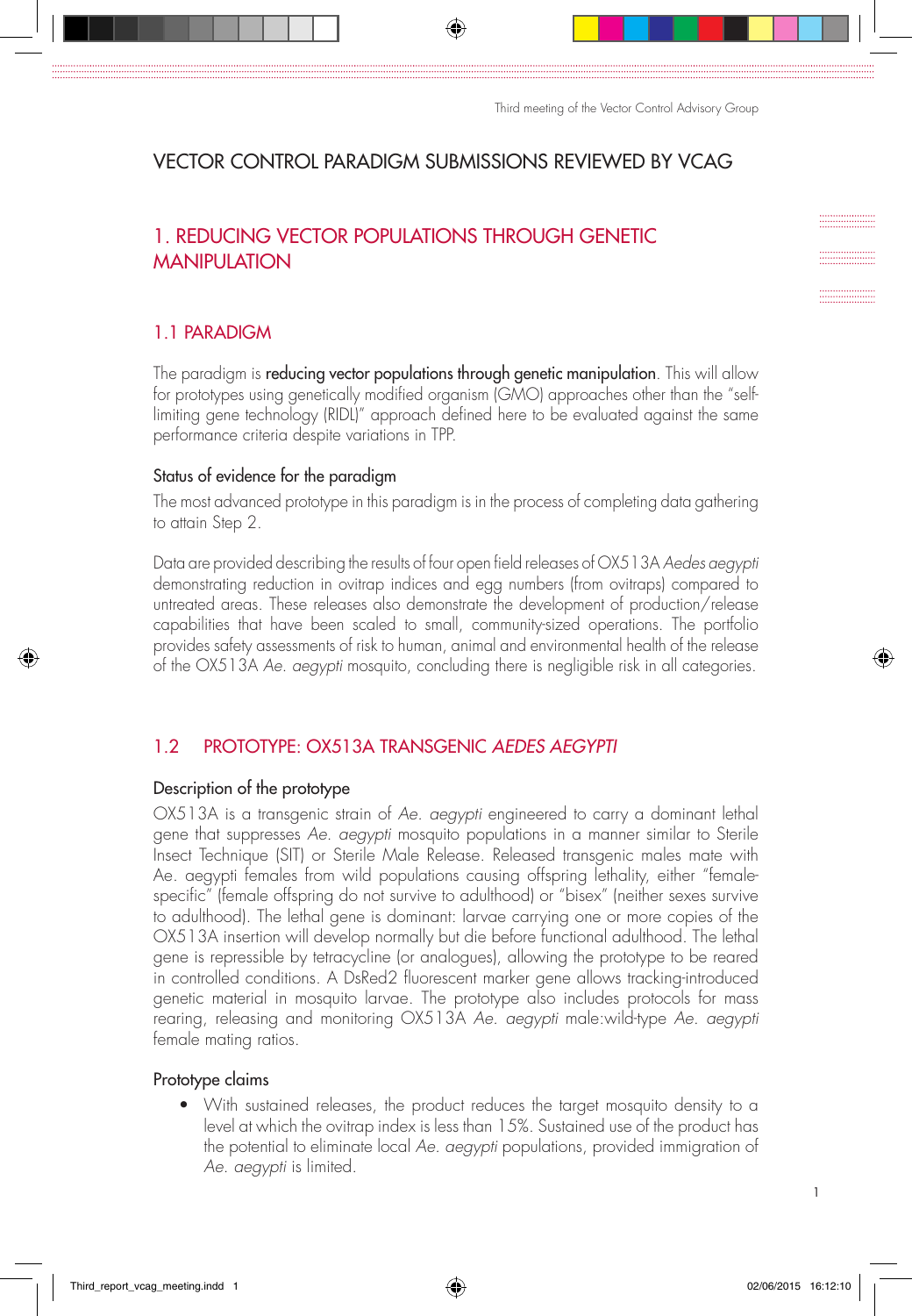# VECTOR CONTROL PARADIGM SUBMISSIONS REVIEWED BY VCAG

## 1. REDUCING VECTOR POPULATIONS THROUGH GENETIC MANIPULATION

### 1.1 PARADIGM

The paradigm is **reducing vector populations through genetic manipulation**. This will allow for prototypes using genetically modified organism (GMO) approaches other than the "self-limiting gene technology (RIDL)" approach defined here to be evaluated against the same performance criteria despite variations in TPP.

#### Status of evidence for the paradigm

The most advanced prototype in this paradigm is in the process of completing data gathering to attain Step 2.

Data are provided describing the results of four open field releases of OX513A *Aedes aegypti* demonstrating reduction in ovitrap indices and egg numbers (from ovitraps) compared to untreated areas. These releases also demonstrate the development of production/release capabilities that have been scaled to small, community-sized operations. The portfolio provides safety assessments of risk to human, animal and environmental health of the release of the OX513A *Ae. aegypti* mosquito, concluding there is negligible risk in all categories.

### 1.2 PROTOTYPE: OX513A TRANSGENIC *AEDES AEGYPTI*

#### Description of the prototype

OX513A is a transgenic strain of *Ae. aegypti* engineered to carry a dominant lethal gene that suppresses *Ae. aegypti* mosquito populations in a manner similar to Sterile Insect Technique (SIT) or Sterile Male Release. Released transgenic males mate with Ae. aegypti females from wild populations causing offspring lethality, either "female-specific" (female offspring do not survive to adulthood) or "bisex" (neither sexes survive to adulthood). The lethal gene is dominant: larvae carrying one or more copies of the OX513A insertion will develop normally but die before functional adulthood. The lethal gene is repressible by tetracycline (or analogues), allowing the prototype to be reared in controlled conditions. A DsRed2 fluorescent marker gene allows tracking-introduced genetic material in mosquito larvae. The prototype also includes protocols for mass rearing, releasing and monitoring OX513A *Ae. aegypti* male:wild-type *Ae. aegypti* female mating ratios.

#### Prototype claims

- With sustained releases, the product reduces the target mosquito density to a level at which the ovitrap index is less than 15%. Sustained use of the product has the potential to eliminate local *Ae. aegypti* populations, provided immigration of *Ae. aegypti* is limited.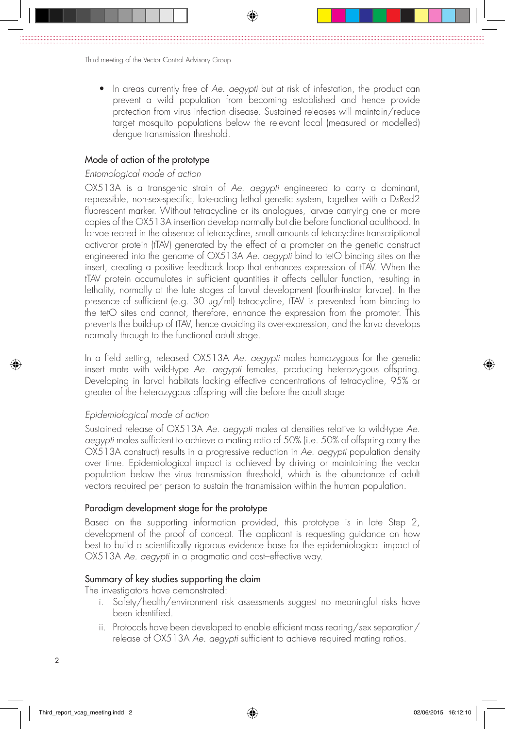- In areas currently free of *Ae. aegypti* but at risk of infestation, the product can prevent a wild population from becoming established and hence provide protection from virus infection disease. Sustained releases will maintain/reduce target mosquito populations below the relevant local (measured or modelled) dengue transmission threshold.

## Mode of action of the prototype

*Entomological mode of action*

OX513A is a transgenic strain of *Ae. aegypti* engineered to carry a dominant, repressible, non-sex-specific, late-acting lethal genetic system, together with a DsRed2 fluorescent marker. Without tetracycline or its analogues, larvae carrying one or more copies of the OX513A insertion develop normally but die before functional adulthood. In larvae reared in the absence of tetracycline, small amounts of tetracycline transcriptional activator protein (tTAV) generated by the effect of a promoter on the genetic construct engineered into the genome of OX513A *Ae. aegypti* bind to tetO binding sites on the insert, creating a positive feedback loop that enhances expression of tTAV. When the tTAV protein accumulates in sufficient quantities it affects cellular function, resulting in lethality, normally at the late stages of larval development (fourth-instar larvae). In the presence of sufficient (e.g. 30 µg/ml) tetracycline, tTAV is prevented from binding to the tetO sites and cannot, therefore, enhance the expression from the promoter. This prevents the build-up of tTAV, hence avoiding its over-expression, and the larva develops normally through to the functional adult stage.

In a field setting, released OX513A *Ae. aegypti* males homozygous for the genetic insert mate with wild-type *Ae. aegypti* females, producing heterozygous offspring. Developing in larval habitats lacking effective concentrations of tetracycline, 95% or greater of the heterozygous offspring will die before the adult stage

*Epidemiological mode of action*

Sustained release of OX513A *Ae. aegypti* males at densities relative to wild-type *Ae. aegypti* males sufficient to achieve a mating ratio of 50% (i.e. 50% of offspring carry the OX513A construct) results in a progressive reduction in *Ae. aegypti* population density over time. Epidemiological impact is achieved by driving or maintaining the vector population below the virus transmission threshold, which is the abundance of adult vectors required per person to sustain the transmission within the human population.

## Paradigm development stage for the prototype

Based on the supporting information provided, this prototype is in late Step 2, development of the proof of concept. The applicant is requesting guidance on how best to build a scientifically rigorous evidence base for the epidemiological impact of OX513A *Ae. aegypti* in a pragmatic and cost–effective way.

## Summary of key studies supporting the claim

The investigators have demonstrated:

i. Safety/health/environment risk assessments suggest no meaningful risks have been identified.

ii. Protocols have been developed to enable efficient mass rearing/sex separation/release of OX513A *Ae. aegypti* sufficient to achieve required mating ratios.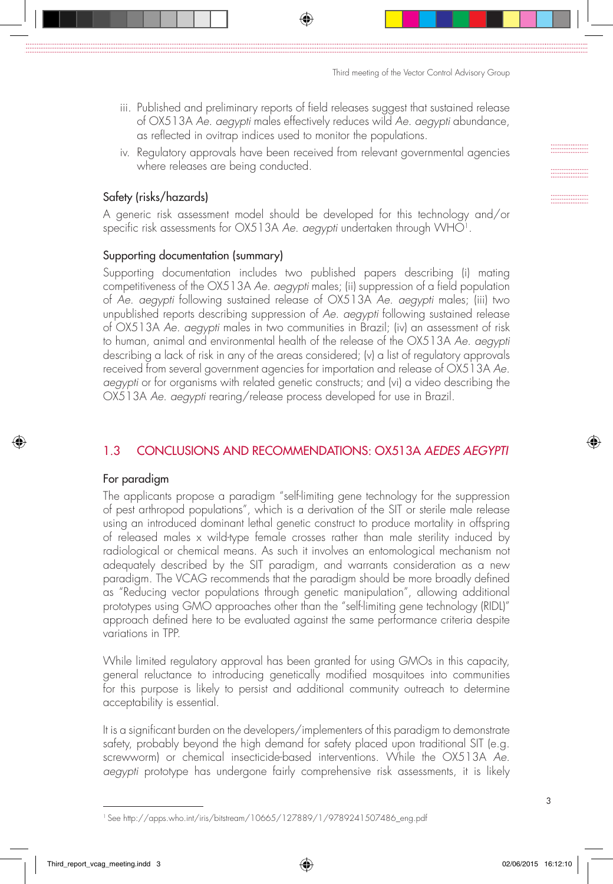iii. Published and preliminary reports of field releases suggest that sustained release of OX513A *Ae. aegypti* males effectively reduces wild *Ae. aegypti* abundance, as reflected in ovitrap indices used to monitor the populations.

iv. Regulatory approvals have been received from relevant governmental agencies where releases are being conducted.

### Safety (risks/hazards)

A generic risk assessment model should be developed for this technology and/or specific risk assessments for OX513A *Ae. aegypti* undertaken through WHO[1].

### Supporting documentation (summary)

Supporting documentation includes two published papers describing (i) mating competitiveness of the OX513A *Ae. aegypti* males; (ii) suppression of a field population of *Ae. aegypti* following sustained release of OX513A *Ae. aegypti* males; (iii) two unpublished reports describing suppression of *Ae. aegypti* following sustained release of OX513A *Ae. aegypti* males in two communities in Brazil; (iv) an assessment of risk to human, animal and environmental health of the release of the OX513A *Ae. aegypti* describing a lack of risk in any of the areas considered; (v) a list of regulatory approvals received from several government agencies for importation and release of OX513A *Ae. aegypti* or for organisms with related genetic constructs; and (vi) a video describing the OX513A *Ae. aegypti* rearing/release process developed for use in Brazil.

## 1.3 CONCLUSIONS AND RECOMMENDATIONS: OX513A *AEDES AEGYPTI*

### For paradigm

The applicants propose a paradigm "self-limiting gene technology for the suppression of pest arthropod populations", which is a derivation of the SIT or sterile male release using an introduced dominant lethal genetic construct to produce mortality in offspring of released males x wild-type female crosses rather than male sterility induced by radiological or chemical means. As such it involves an entomological mechanism not adequately described by the SIT paradigm, and warrants consideration as a new paradigm. The VCAG recommends that the paradigm should be more broadly defined as "Reducing vector populations through genetic manipulation", allowing additional prototypes using GMO approaches other than the "self-limiting gene technology (RIDL)" approach defined here to be evaluated against the same performance criteria despite variations in TPP.

While limited regulatory approval has been granted for using GMOs in this capacity, general reluctance to introducing genetically modified mosquitoes into communities for this purpose is likely to persist and additional community outreach to determine acceptability is essential.

It is a significant burden on the developers/implementers of this paradigm to demonstrate safety, probably beyond the high demand for safety placed upon traditional SIT (e.g. screwworm) or chemical insecticide-based interventions. While the OX513A *Ae. aegypti* prototype has undergone fairly comprehensive risk assessments, it is likely

---

[1] See http://apps.who.int/iris/bitstream/10665/127889/1/9789241507486_eng.pdf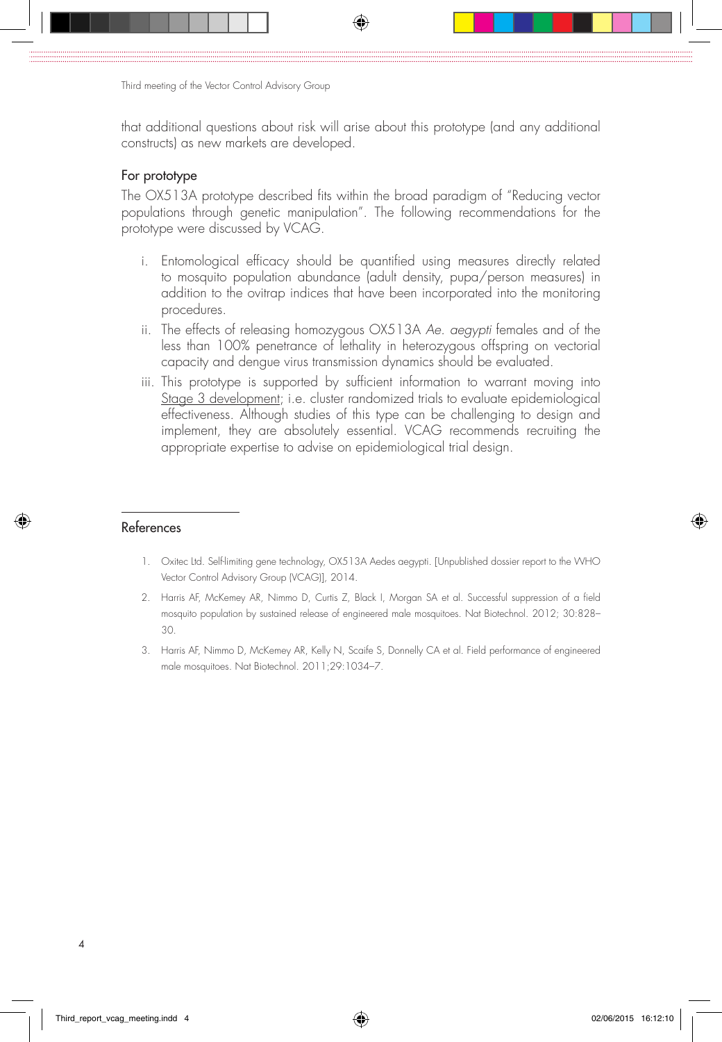that additional questions about risk will arise about this prototype (and any additional constructs) as new markets are developed.

### For prototype

The OX513A prototype described fits within the broad paradigm of "Reducing vector populations through genetic manipulation". The following recommendations for the prototype were discussed by VCAG.

i. Entomological efficacy should be quantified using measures directly related to mosquito population abundance (adult density, pupa/person measures) in addition to the ovitrap indices that have been incorporated into the monitoring procedures.

ii. The effects of releasing homozygous OX513A *Ae. aegypti* females and of the less than 100% penetrance of lethality in heterozygous offspring on vectorial capacity and dengue virus transmission dynamics should be evaluated.

iii. This prototype is supported by sufficient information to warrant moving into Stage 3 development; i.e. cluster randomized trials to evaluate epidemiological effectiveness. Although studies of this type can be challenging to design and implement, they are absolutely essential. VCAG recommends recruiting the appropriate expertise to advise on epidemiological trial design.

## References

1. Oxitec Ltd. Self-limiting gene technology, OX513A Aedes aegypti. [Unpublished dossier report to the WHO Vector Control Advisory Group (VCAG)], 2014.
2. Harris AF, McKemey AR, Nimmo D, Curtis Z, Black I, Morgan SA et al. Successful suppression of a field mosquito population by sustained release of engineered male mosquitoes. Nat Biotechnol. 2012; 30:828–30.
3. Harris AF, Nimmo D, McKemey AR, Kelly N, Scaife S, Donnelly CA et al. Field performance of engineered male mosquitoes. Nat Biotechnol. 2011;29:1034–7.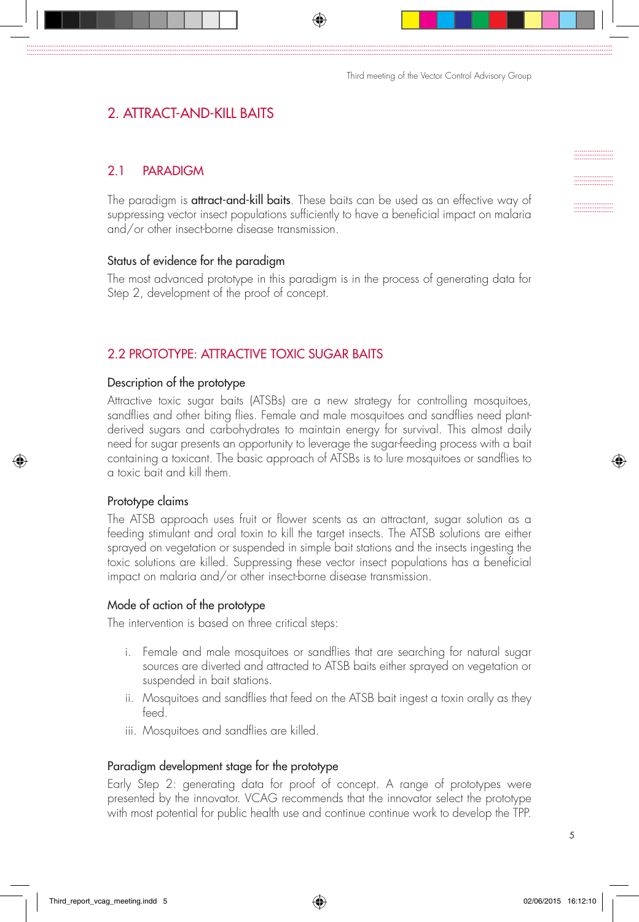# 2. ATTRACT-AND-KILL BAITS

## 2.1 PARADIGM

The paradigm is **attract-and-kill baits**. These baits can be used as an effective way of suppressing vector insect populations sufficiently to have a beneficial impact on malaria and/or other insect-borne disease transmission.

### Status of evidence for the paradigm

The most advanced prototype in this paradigm is in the process of generating data for Step 2, development of the proof of concept.

## 2.2 PROTOTYPE: ATTRACTIVE TOXIC SUGAR BAITS

### Description of the prototype

Attractive toxic sugar baits (ATSBs) are a new strategy for controlling mosquitoes, sandflies and other biting flies. Female and male mosquitoes and sandflies need plant-derived sugars and carbohydrates to maintain energy for survival. This almost daily need for sugar presents an opportunity to leverage the sugar-feeding process with a bait containing a toxicant. The basic approach of ATSBs is to lure mosquitoes or sandflies to a toxic bait and kill them.

### Prototype claims

The ATSB approach uses fruit or flower scents as an attractant, sugar solution as a feeding stimulant and oral toxin to kill the target insects. The ATSB solutions are either sprayed on vegetation or suspended in simple bait stations and the insects ingesting the toxic solutions are killed. Suppressing these vector insect populations has a beneficial impact on malaria and/or other insect-borne disease transmission.

### Mode of action of the prototype

The intervention is based on three critical steps:

i. Female and male mosquitoes or sandflies that are searching for natural sugar sources are diverted and attracted to ATSB baits either sprayed on vegetation or suspended in bait stations.

ii. Mosquitoes and sandflies that feed on the ATSB bait ingest a toxin orally as they feed.

iii. Mosquitoes and sandflies are killed.

### Paradigm development stage for the prototype

Early Step 2: generating data for proof of concept. A range of prototypes were presented by the innovator. VCAG recommends that the innovator select the prototype with most potential for public health use and continue continue work to develop the TPP.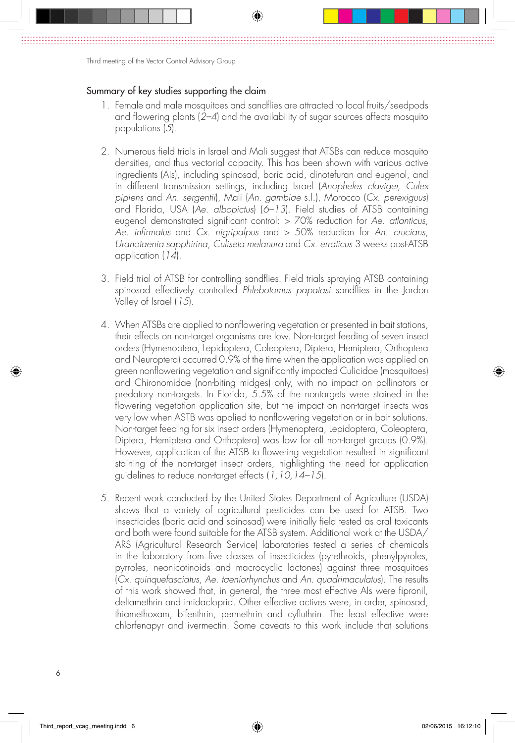## Summary of key studies supporting the claim

1. Female and male mosquitoes and sandflies are attracted to local fruits/seedpods and flowering plants (*2–4*) and the availability of sugar sources affects mosquito populations (*5*).

2. Numerous field trials in Israel and Mali suggest that ATSBs can reduce mosquito densities, and thus vectorial capacity. This has been shown with various active ingredients (AIs), including spinosad, boric acid, dinotefuran and eugenol, and in different transmission settings, including Israel (*Anopheles claviger, Culex pipiens* and *An. sergentii*), Mali (*An. gambiae* s.l.), Morocco (*Cx. perexiguus*) and Florida, USA (*Ae. albopictus*) (*6–13*). Field studies of ATSB containing eugenol demonstrated significant control: > 70% reduction for *Ae. atlanticus*, *Ae. infirmatus* and *Cx. nigripalpus* and > 50% reduction for *An. crucians*, *Uranotaenia sapphirina*, *Culiseta melanura* and *Cx. erraticus* 3 weeks post-ATSB application (*14*).

3. Field trial of ATSB for controlling sandflies. Field trials spraying ATSB containing spinosad effectively controlled *Phlebotomus papatasi* sandflies in the Jordon Valley of Israel (*15*).

4. When ATSBs are applied to nonflowering vegetation or presented in bait stations, their effects on non-target organisms are low. Non-target feeding of seven insect orders (Hymenoptera, Lepidoptera, Coleoptera, Diptera, Hemiptera, Orthoptera and Neuroptera) occurred 0.9% of the time when the application was applied on green nonflowering vegetation and significantly impacted Culicidae (mosquitoes) and Chironomidae (non-biting midges) only, with no impact on pollinators or predatory non-targets. In Florida, 5.5% of the nontargets were stained in the flowering vegetation application site, but the impact on non-target insects was very low when ASTB was applied to nonflowering vegetation or in bait solutions. Non-target feeding for six insect orders (Hymenoptera, Lepidoptera, Coleoptera, Diptera, Hemiptera and Orthoptera) was low for all non-target groups (0.9%). However, application of the ATSB to flowering vegetation resulted in significant staining of the non-target insect orders, highlighting the need for application guidelines to reduce non-target effects (*1, 10, 14–15*).

5. Recent work conducted by the United States Department of Agriculture (USDA) shows that a variety of agricultural pesticides can be used for ATSB. Two insecticides (boric acid and spinosad) were initially field tested as oral toxicants and both were found suitable for the ATSB system. Additional work at the USDA/ARS (Agricultural Research Service) laboratories tested a series of chemicals in the laboratory from five classes of insecticides (pyrethroids, phenylpyroles, pyrroles, neonicotinoids and macrocyclic lactones) against three mosquitoes (*Cx. quinquefasciatus, Ae. taeniorhynchus* and *An. quadrimaculatus*). The results of this work showed that, in general, the three most effective AIs were fipronil, deltamethrin and imidacloprid. Other effective actives were, in order, spinosad, thiamethoxam, bifenthrin, permethrin and cyfluthrin. The least effective were chlorfenapyr and ivermectin. Some caveats to this work include that solutions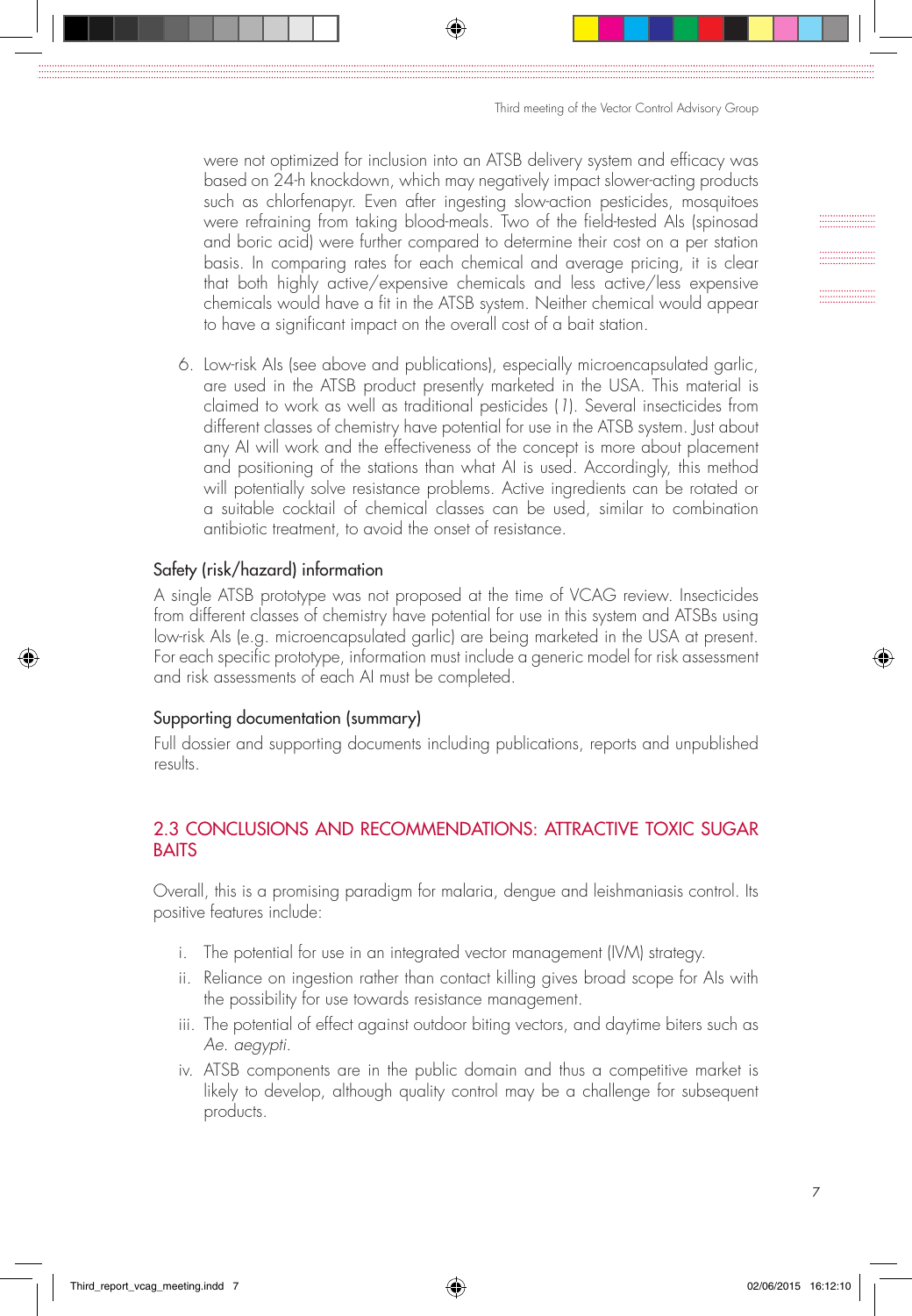were not optimized for inclusion into an ATSB delivery system and efficacy was based on 24-h knockdown, which may negatively impact slower-acting products such as chlorfenapyr. Even after ingesting slow-action pesticides, mosquitoes were refraining from taking blood-meals. Two of the field-tested AIs (spinosad and boric acid) were further compared to determine their cost on a per station basis. In comparing rates for each chemical and average pricing, it is clear that both highly active/expensive chemicals and less active/less expensive chemicals would have a fit in the ATSB system. Neither chemical would appear to have a significant impact on the overall cost of a bait station.

6. Low-risk AIs (see above and publications), especially microencapsulated garlic, are used in the ATSB product presently marketed in the USA. This material is claimed to work as well as traditional pesticides (*1*). Several insecticides from different classes of chemistry have potential for use in the ATSB system. Just about any AI will work and the effectiveness of the concept is more about placement and positioning of the stations than what AI is used. Accordingly, this method will potentially solve resistance problems. Active ingredients can be rotated or a suitable cocktail of chemical classes can be used, similar to combination antibiotic treatment, to avoid the onset of resistance.

### Safety (risk/hazard) information

A single ATSB prototype was not proposed at the time of VCAG review. Insecticides from different classes of chemistry have potential for use in this system and ATSBs using low-risk AIs (e.g. microencapsulated garlic) are being marketed in the USA at present. For each specific prototype, information must include a generic model for risk assessment and risk assessments of each AI must be completed.

### Supporting documentation (summary)

Full dossier and supporting documents including publications, reports and unpublished results.

## 2.3 CONCLUSIONS AND RECOMMENDATIONS: ATTRACTIVE TOXIC SUGAR BAITS

Overall, this is a promising paradigm for malaria, dengue and leishmaniasis control. Its positive features include:

i. The potential for use in an integrated vector management (IVM) strategy.
ii. Reliance on ingestion rather than contact killing gives broad scope for AIs with the possibility for use towards resistance management.
iii. The potential of effect against outdoor biting vectors, and daytime biters such as *Ae. aegypti*.
iv. ATSB components are in the public domain and thus a competitive market is likely to develop, although quality control may be a challenge for subsequent products.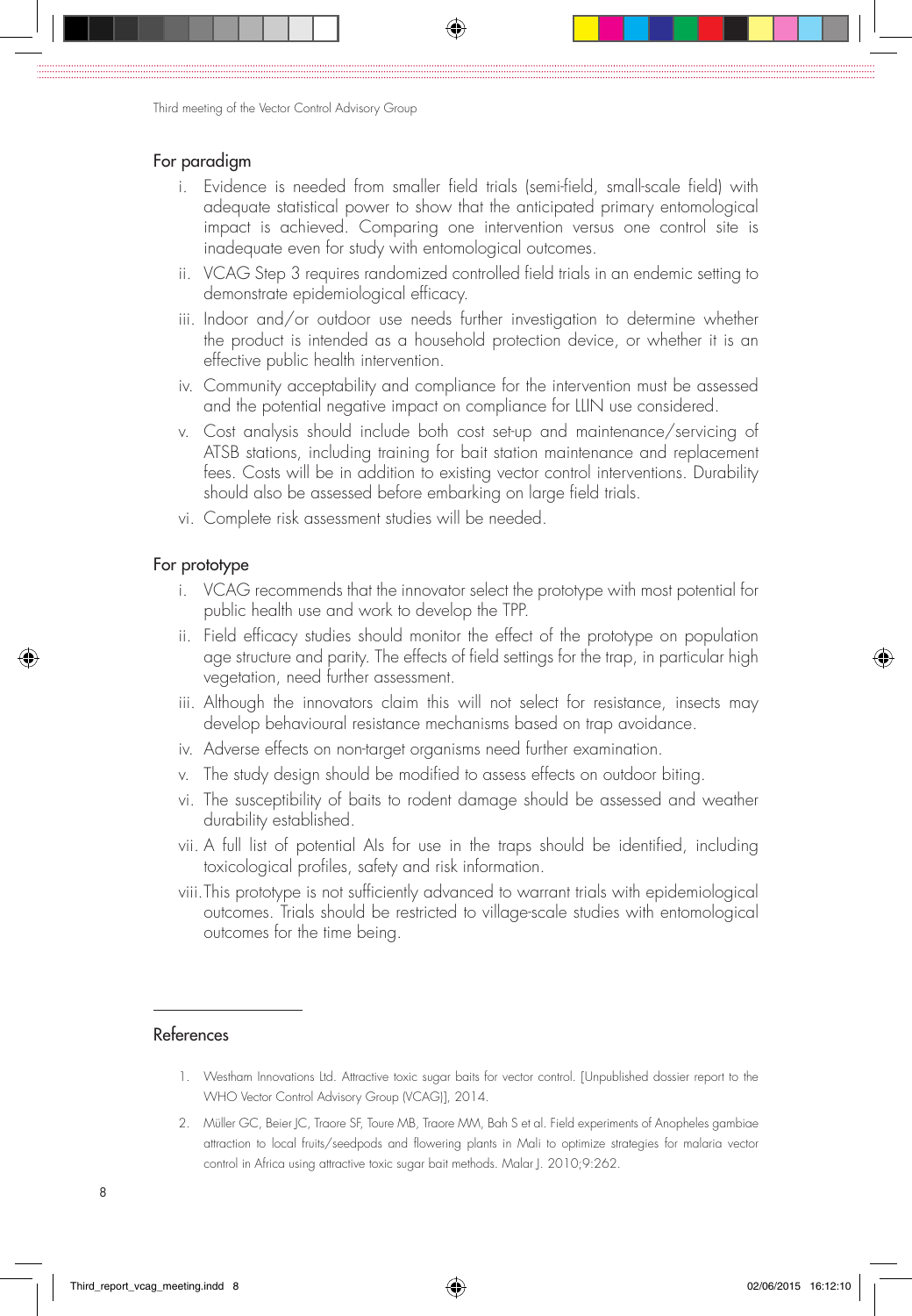### For paradigm

i. Evidence is needed from smaller field trials (semi-field, small-scale field) with adequate statistical power to show that the anticipated primary entomological impact is achieved. Comparing one intervention versus one control site is inadequate even for study with entomological outcomes.

ii. VCAG Step 3 requires randomized controlled field trials in an endemic setting to demonstrate epidemiological efficacy.

iii. Indoor and/or outdoor use needs further investigation to determine whether the product is intended as a household protection device, or whether it is an effective public health intervention.

iv. Community acceptability and compliance for the intervention must be assessed and the potential negative impact on compliance for LLIN use considered.

v. Cost analysis should include both cost set-up and maintenance/servicing of ATSB stations, including training for bait station maintenance and replacement fees. Costs will be in addition to existing vector control interventions. Durability should also be assessed before embarking on large field trials.

vi. Complete risk assessment studies will be needed.

### For prototype

i. VCAG recommends that the innovator select the prototype with most potential for public health use and work to develop the TPP.

ii. Field efficacy studies should monitor the effect of the prototype on population age structure and parity. The effects of field settings for the trap, in particular high vegetation, need further assessment.

iii. Although the innovators claim this will not select for resistance, insects may develop behavioural resistance mechanisms based on trap avoidance.

iv. Adverse effects on non-target organisms need further examination.

v. The study design should be modified to assess effects on outdoor biting.

vi. The susceptibility of baits to rodent damage should be assessed and weather durability established.

vii. A full list of potential AIs for use in the traps should be identified, including toxicological profiles, safety and risk information.

viii. This prototype is not sufficiently advanced to warrant trials with epidemiological outcomes. Trials should be restricted to village-scale studies with entomological outcomes for the time being.

---

### References

1. Westham Innovations Ltd. Attractive toxic sugar baits for vector control. [Unpublished dossier report to the WHO Vector Control Advisory Group (VCAG)], 2014.
2. Müller GC, Beier JC, Traore SF, Toure MB, Traore MM, Bah S et al. Field experiments of Anopheles gambiae attraction to local fruits/seedpods and flowering plants in Mali to optimize strategies for malaria vector control in Africa using attractive toxic sugar bait methods. Malar J. 2010;9:262.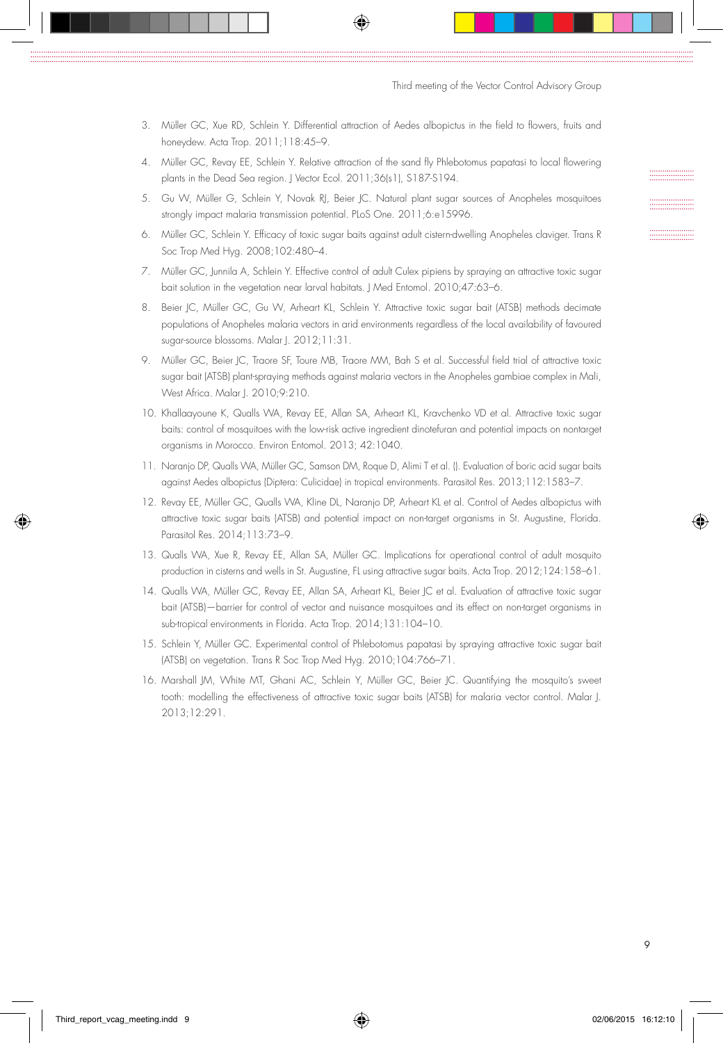3. Müller GC, Xue RD, Schlein Y. Differential attraction of Aedes albopictus in the field to flowers, fruits and honeydew. Acta Trop. 2011;118:45–9.
4. Müller GC, Revay EE, Schlein Y. Relative attraction of the sand fly Phlebotomus papatasi to local flowering plants in the Dead Sea region. J Vector Ecol. 2011;36(s1), S187-S194.
5. Gu W, Müller G, Schlein Y, Novak RJ, Beier JC. Natural plant sugar sources of Anopheles mosquitoes strongly impact malaria transmission potential. PLoS One. 2011;6:e15996.
6. Müller GC, Schlein Y. Efficacy of toxic sugar baits against adult cistern-dwelling Anopheles claviger. Trans R Soc Trop Med Hyg. 2008;102:480–4.
7. Müller GC, Junnila A, Schlein Y. Effective control of adult Culex pipiens by spraying an attractive toxic sugar bait solution in the vegetation near larval habitats. J Med Entomol. 2010;47:63–6.
8. Beier JC, Müller GC, Gu W, Arheart KL, Schlein Y. Attractive toxic sugar bait (ATSB) methods decimate populations of Anopheles malaria vectors in arid environments regardless of the local availability of favoured sugar-source blossoms. Malar J. 2012;11:31.
9. Müller GC, Beier JC, Traore SF, Toure MB, Traore MM, Bah S et al. Successful field trial of attractive toxic sugar bait (ATSB) plant-spraying methods against malaria vectors in the Anopheles gambiae complex in Mali, West Africa. Malar J. 2010;9:210.
10. Khallaayoune K, Qualls WA, Revay EE, Allan SA, Arheart KL, Kravchenko VD et al. Attractive toxic sugar baits: control of mosquitoes with the low-risk active ingredient dinotefuran and potential impacts on nontarget organisms in Morocco. Environ Entomol. 2013; 42:1040.
11. Naranjo DP, Qualls WA, Müller GC, Samson DM, Roque D, Alimi T et al. (). Evaluation of boric acid sugar baits against Aedes albopictus (Diptera: Culicidae) in tropical environments. Parasitol Res. 2013;112:1583–7.
12. Revay EE, Müller GC, Qualls WA, Kline DL, Naranjo DP, Arheart KL et al. Control of Aedes albopictus with attractive toxic sugar baits (ATSB) and potential impact on non-target organisms in St. Augustine, Florida. Parasitol Res. 2014;113:73–9.
13. Qualls WA, Xue R, Revay EE, Allan SA, Müller GC. Implications for operational control of adult mosquito production in cisterns and wells in St. Augustine, FL using attractive sugar baits. Acta Trop. 2012;124:158–61.
14. Qualls WA, Müller GC, Revay EE, Allan SA, Arheart KL, Beier JC et al. Evaluation of attractive toxic sugar bait (ATSB)—barrier for control of vector and nuisance mosquitoes and its effect on non-target organisms in sub-tropical environments in Florida. Acta Trop. 2014;131:104–10.
15. Schlein Y, Müller GC. Experimental control of Phlebotomus papatasi by spraying attractive toxic sugar bait (ATSB) on vegetation. Trans R Soc Trop Med Hyg. 2010;104:766–71.
16. Marshall JM, White MT, Ghani AC, Schlein Y, Müller GC, Beier JC. Quantifying the mosquito's sweet tooth: modelling the effectiveness of attractive toxic sugar baits (ATSB) for malaria vector control. Malar J. 2013;12:291.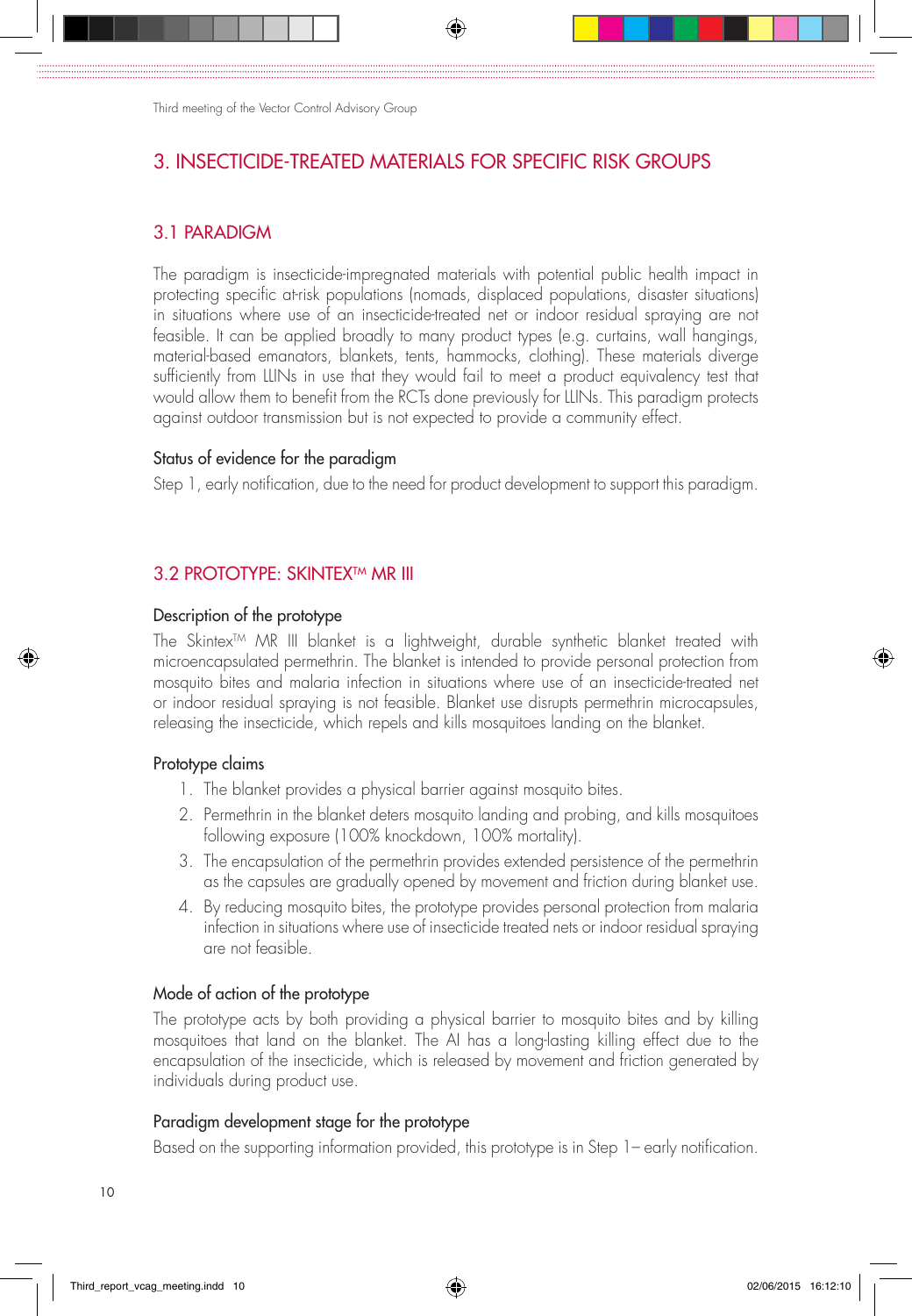# 3. INSECTICIDE-TREATED MATERIALS FOR SPECIFIC RISK GROUPS

## 3.1 PARADIGM

The paradigm is insecticide-impregnated materials with potential public health impact in protecting specific at-risk populations (nomads, displaced populations, disaster situations) in situations where use of an insecticide-treated net or indoor residual spraying are not feasible. It can be applied broadly to many product types (e.g. curtains, wall hangings, material-based emanators, blankets, tents, hammocks, clothing). These materials diverge sufficiently from LLINs in use that they would fail to meet a product equivalency test that would allow them to benefit from the RCTs done previously for LLINs. This paradigm protects against outdoor transmission but is not expected to provide a community effect.

### Status of evidence for the paradigm

Step 1, early notification, due to the need for product development to support this paradigm.

## 3.2 PROTOTYPE: SKINTEX™ MR III

### Description of the prototype

The Skintex™ MR III blanket is a lightweight, durable synthetic blanket treated with microencapsulated permethrin. The blanket is intended to provide personal protection from mosquito bites and malaria infection in situations where use of an insecticide-treated net or indoor residual spraying is not feasible. Blanket use disrupts permethrin microcapsules, releasing the insecticide, which repels and kills mosquitoes landing on the blanket.

### Prototype claims

1. The blanket provides a physical barrier against mosquito bites.
2. Permethrin in the blanket deters mosquito landing and probing, and kills mosquitoes following exposure (100% knockdown, 100% mortality).
3. The encapsulation of the permethrin provides extended persistence of the permethrin as the capsules are gradually opened by movement and friction during blanket use.
4. By reducing mosquito bites, the prototype provides personal protection from malaria infection in situations where use of insecticide treated nets or indoor residual spraying are not feasible.

### Mode of action of the prototype

The prototype acts by both providing a physical barrier to mosquito bites and by killing mosquitoes that land on the blanket. The AI has a long-lasting killing effect due to the encapsulation of the insecticide, which is released by movement and friction generated by individuals during product use.

### Paradigm development stage for the prototype

Based on the supporting information provided, this prototype is in Step 1– early notification.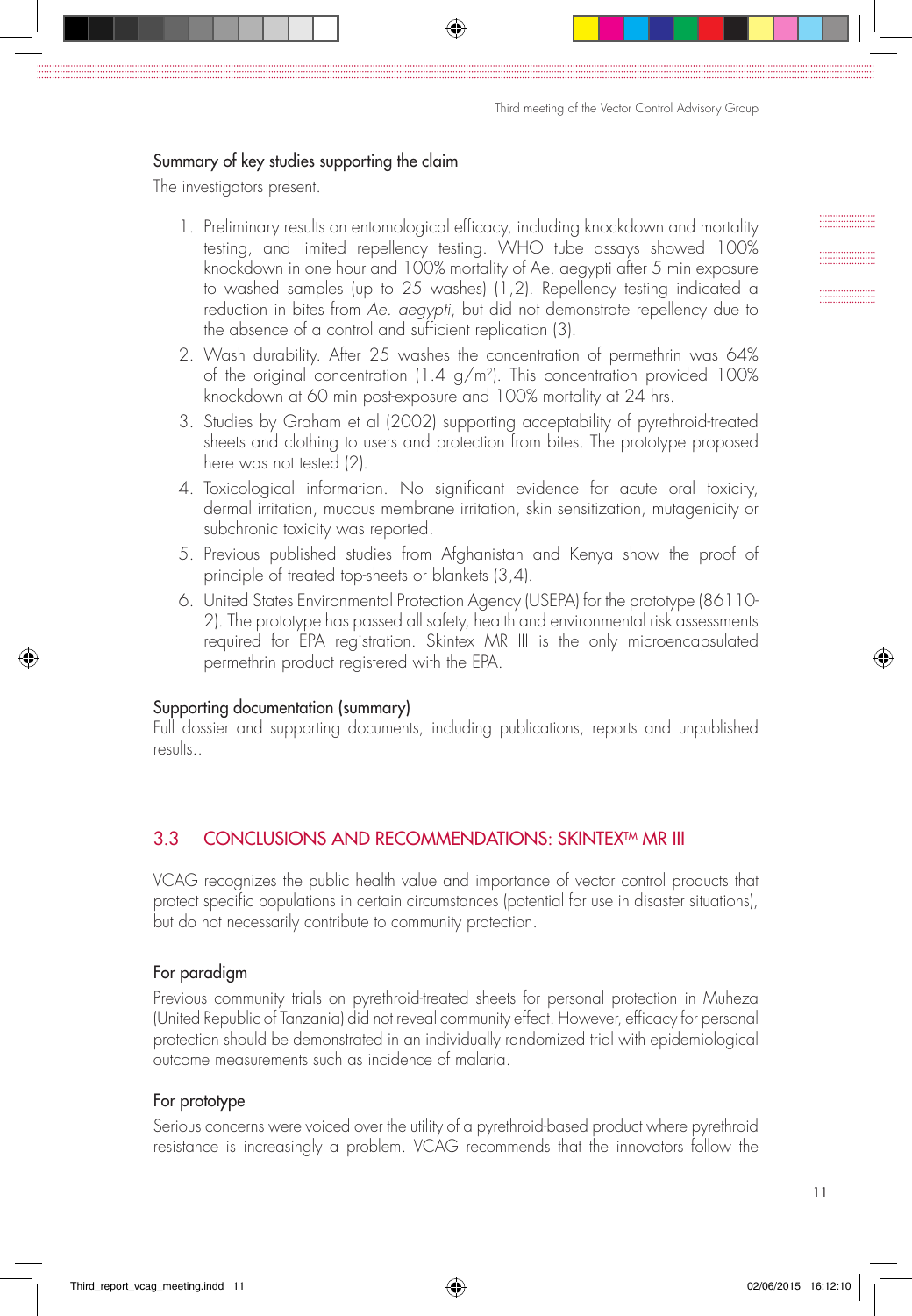### Summary of key studies supporting the claim

The investigators present.

1. Preliminary results on entomological efficacy, including knockdown and mortality testing, and limited repellency testing. WHO tube assays showed 100% knockdown in one hour and 100% mortality of Ae. aegypti after 5 min exposure to washed samples (up to 25 washes) (1,2). Repellency testing indicated a reduction in bites from *Ae. aegypti*, but did not demonstrate repellency due to the absence of a control and sufficient replication (3).
2. Wash durability. After 25 washes the concentration of permethrin was 64% of the original concentration (1.4 g/m$^2$). This concentration provided 100% knockdown at 60 min post-exposure and 100% mortality at 24 hrs.
3. Studies by Graham et al (2002) supporting acceptability of pyrethroid-treated sheets and clothing to users and protection from bites. The prototype proposed here was not tested (2).
4. Toxicological information. No significant evidence for acute oral toxicity, dermal irritation, mucous membrane irritation, skin sensitization, mutagenicity or subchronic toxicity was reported.
5. Previous published studies from Afghanistan and Kenya show the proof of principle of treated top-sheets or blankets (3,4).
6. United States Environmental Protection Agency (USEPA) for the prototype (86110-2). The prototype has passed all safety, health and environmental risk assessments required for EPA registration. Skintex MR III is the only microencapsulated permethrin product registered with the EPA.

### Supporting documentation (summary)

Full dossier and supporting documents, including publications, reports and unpublished results..

## 3.3 CONCLUSIONS AND RECOMMENDATIONS: SKINTEX™ MR III

VCAG recognizes the public health value and importance of vector control products that protect specific populations in certain circumstances (potential for use in disaster situations), but do not necessarily contribute to community protection.

### For paradigm

Previous community trials on pyrethroid-treated sheets for personal protection in Muheza (United Republic of Tanzania) did not reveal community effect. However, efficacy for personal protection should be demonstrated in an individually randomized trial with epidemiological outcome measurements such as incidence of malaria.

### For prototype

Serious concerns were voiced over the utility of a pyrethroid-based product where pyrethroid resistance is increasingly a problem. VCAG recommends that the innovators follow the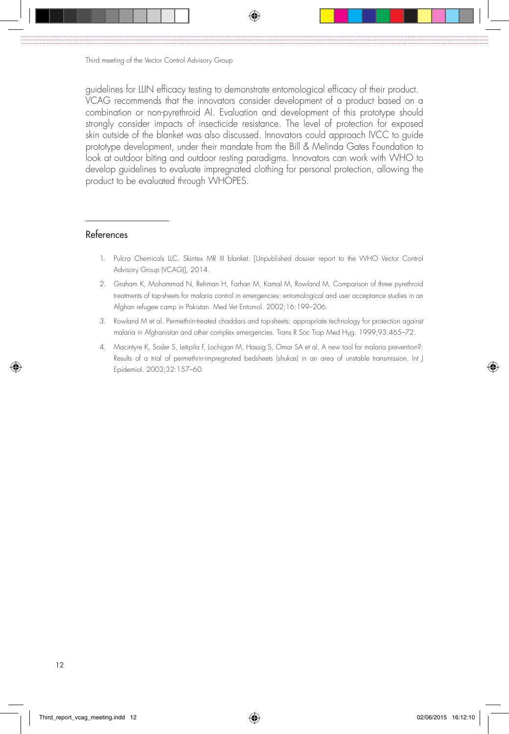guidelines for LLIN efficacy testing to demonstrate entomological efficacy of their product. VCAG recommends that the innovators consider development of a product based on a combination or non-pyrethroid AI. Evaluation and development of this prototype should strongly consider impacts of insecticide resistance. The level of protection for exposed skin outside of the blanket was also discussed. Innovators could approach IVCC to guide prototype development, under their mandate from the Bill & Melinda Gates Foundation to look at outdoor biting and outdoor resting paradigms. Innovators can work with WHO to develop guidelines to evaluate impregnated clothing for personal protection, allowing the product to be evaluated through WHOPES.

## References

1. Pulcra Chemicals LLC. Skintex MR III blanket. [Unpublished dossier report to the WHO Vector Control Advisory Group (VCAG)], 2014.
2. Graham K, Mohammad N, Rehman H, Farhan M, Kamal M, Rowland M. Comparison of three pyrethroid treatments of top-sheets for malaria control in emergencies: entomological and user acceptance studies in an Afghan refugee camp in Pakistan. Med Vet Entomol. 2002;16:199–206.
3. Rowland M et al. Permethrin-treated chaddars and top-sheets: appropriate technology for protection against malaria in Afghanistan and other complex emergencies. Trans R Soc Trop Med Hyg. 1999;93:465–72.
4. Macintyre K, Sosler S, Letipila F, Lochigan M, Hassig S, Omar SA et al. A new tool for malaria prevention?: Results of a trial of permethrin-impregnated bedsheets (shukas) in an area of unstable transmission. Int J Epidemiol. 2003;32:157–60.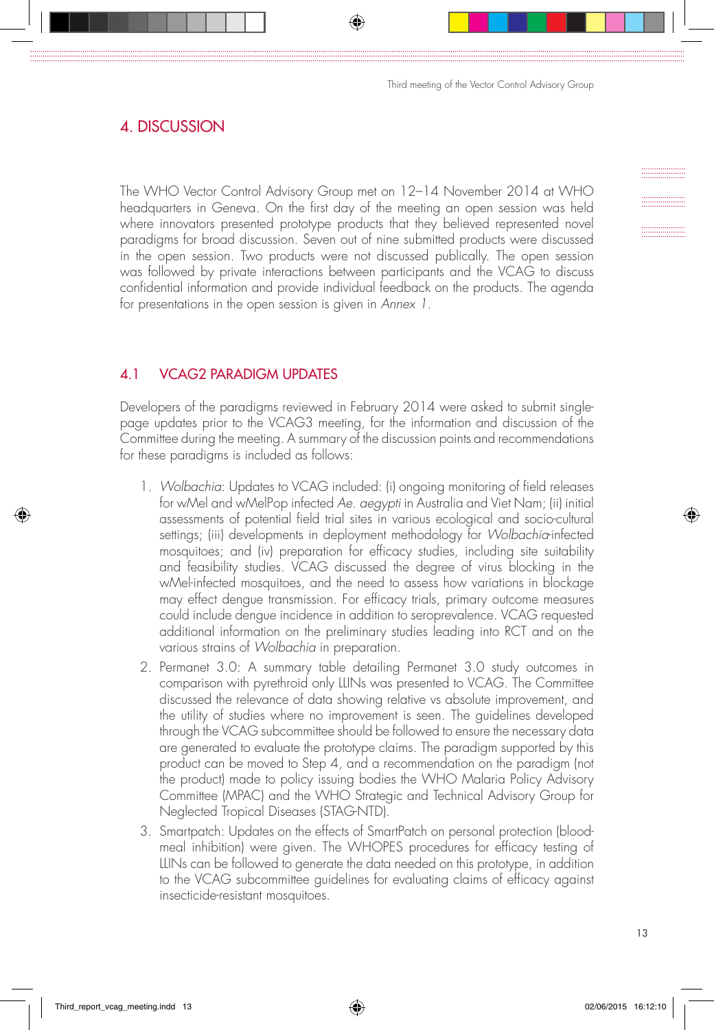# 4. DISCUSSION

The WHO Vector Control Advisory Group met on 12–14 November 2014 at WHO headquarters in Geneva. On the first day of the meeting an open session was held where innovators presented prototype products that they believed represented novel paradigms for broad discussion. Seven out of nine submitted products were discussed in the open session. Two products were not discussed publically. The open session was followed by private interactions between participants and the VCAG to discuss confidential information and provide individual feedback on the products. The agenda for presentations in the open session is given in *Annex 1*.

## 4.1 VCAG2 PARADIGM UPDATES

Developers of the paradigms reviewed in February 2014 were asked to submit single-page updates prior to the VCAG3 meeting, for the information and discussion of the Committee during the meeting. A summary of the discussion points and recommendations for these paradigms is included as follows:

1. *Wolbachia*: Updates to VCAG included: (i) ongoing monitoring of field releases for wMel and wMelPop infected *Ae. aegypti* in Australia and Viet Nam; (ii) initial assessments of potential field trial sites in various ecological and socio-cultural settings; (iii) developments in deployment methodology for *Wolbachia*-infected mosquitoes; and (iv) preparation for efficacy studies, including site suitability and feasibility studies. VCAG discussed the degree of virus blocking in the wMel-infected mosquitoes, and the need to assess how variations in blockage may effect dengue transmission. For efficacy trials, primary outcome measures could include dengue incidence in addition to seroprevalence. VCAG requested additional information on the preliminary studies leading into RCT and on the various strains of *Wolbachia* in preparation.
2. Permanet 3.0: A summary table detailing Permanet 3.0 study outcomes in comparison with pyrethroid only LLINs was presented to VCAG. The Committee discussed the relevance of data showing relative vs absolute improvement, and the utility of studies where no improvement is seen. The guidelines developed through the VCAG subcommittee should be followed to ensure the necessary data are generated to evaluate the prototype claims. The paradigm supported by this product can be moved to Step 4, and a recommendation on the paradigm (not the product) made to policy issuing bodies the WHO Malaria Policy Advisory Committee (MPAC) and the WHO Strategic and Technical Advisory Group for Neglected Tropical Diseases (STAG-NTD).
3. Smartpatch: Updates on the effects of SmartPatch on personal protection (blood-meal inhibition) were given. The WHOPES procedures for efficacy testing of LLINs can be followed to generate the data needed on this prototype, in addition to the VCAG subcommittee guidelines for evaluating claims of efficacy against insecticide-resistant mosquitoes.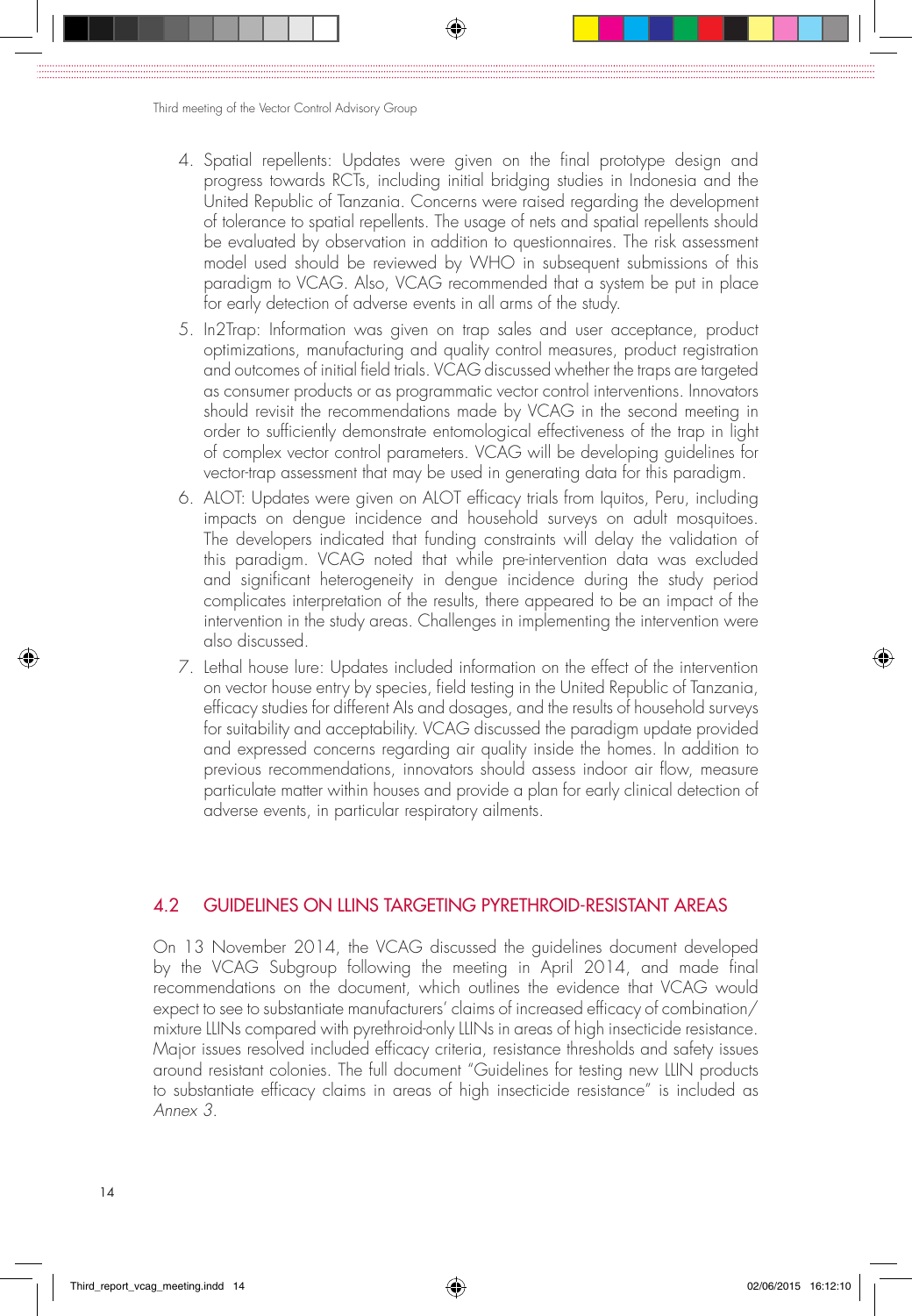4. Spatial repellents: Updates were given on the final prototype design and progress towards RCTs, including initial bridging studies in Indonesia and the United Republic of Tanzania. Concerns were raised regarding the development of tolerance to spatial repellents. The usage of nets and spatial repellents should be evaluated by observation in addition to questionnaires. The risk assessment model used should be reviewed by WHO in subsequent submissions of this paradigm to VCAG. Also, VCAG recommended that a system be put in place for early detection of adverse events in all arms of the study.
5. In2Trap: Information was given on trap sales and user acceptance, product optimizations, manufacturing and quality control measures, product registration and outcomes of initial field trials. VCAG discussed whether the traps are targeted as consumer products or as programmatic vector control interventions. Innovators should revisit the recommendations made by VCAG in the second meeting in order to sufficiently demonstrate entomological effectiveness of the trap in light of complex vector control parameters. VCAG will be developing guidelines for vector-trap assessment that may be used in generating data for this paradigm.
6. ALOT: Updates were given on ALOT efficacy trials from Iquitos, Peru, including impacts on dengue incidence and household surveys on adult mosquitoes. The developers indicated that funding constraints will delay the validation of this paradigm. VCAG noted that while pre-intervention data was excluded and significant heterogeneity in dengue incidence during the study period complicates interpretation of the results, there appeared to be an impact of the intervention in the study areas. Challenges in implementing the intervention were also discussed.
7. Lethal house lure: Updates included information on the effect of the intervention on vector house entry by species, field testing in the United Republic of Tanzania, efficacy studies for different AIs and dosages, and the results of household surveys for suitability and acceptability. VCAG discussed the paradigm update provided and expressed concerns regarding air quality inside the homes. In addition to previous recommendations, innovators should assess indoor air flow, measure particulate matter within houses and provide a plan for early clinical detection of adverse events, in particular respiratory ailments.

## 4.2 GUIDELINES ON LLINS TARGETING PYRETHROID-RESISTANT AREAS

On 13 November 2014, the VCAG discussed the guidelines document developed by the VCAG Subgroup following the meeting in April 2014, and made final recommendations on the document, which outlines the evidence that VCAG would expect to see to substantiate manufacturers' claims of increased efficacy of combination/mixture LLINs compared with pyrethroid-only LLINs in areas of high insecticide resistance. Major issues resolved included efficacy criteria, resistance thresholds and safety issues around resistant colonies. The full document "Guidelines for testing new LLIN products to substantiate efficacy claims in areas of high insecticide resistance" is included as *Annex 3*.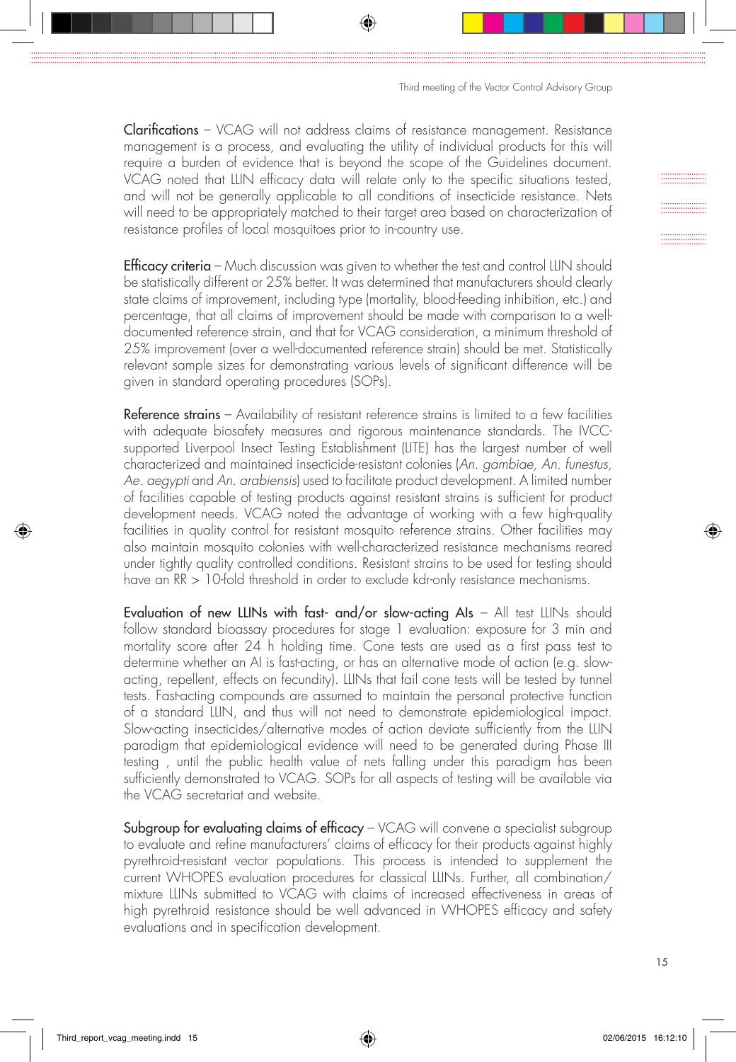**Clarifications** – VCAG will not address claims of resistance management. Resistance management is a process, and evaluating the utility of individual products for this will require a burden of evidence that is beyond the scope of the Guidelines document. VCAG noted that LLIN efficacy data will relate only to the specific situations tested, and will not be generally applicable to all conditions of insecticide resistance. Nets will need to be appropriately matched to their target area based on characterization of resistance profiles of local mosquitoes prior to in-country use.

**Efficacy criteria** – Much discussion was given to whether the test and control LLIN should be statistically different or 25% better. It was determined that manufacturers should clearly state claims of improvement, including type (mortality, blood-feeding inhibition, etc.) and percentage, that all claims of improvement should be made with comparison to a well-documented reference strain, and that for VCAG consideration, a minimum threshold of 25% improvement (over a well-documented reference strain) should be met. Statistically relevant sample sizes for demonstrating various levels of significant difference will be given in standard operating procedures (SOPs).

**Reference strains** – Availability of resistant reference strains is limited to a few facilities with adequate biosafety measures and rigorous maintenance standards. The IVCC-supported Liverpool Insect Testing Establishment (LITE) has the largest number of well characterized and maintained insecticide-resistant colonies (*An. gambiae, An. funestus, Ae. aegypti* and *An. arabiensis*) used to facilitate product development. A limited number of facilities capable of testing products against resistant strains is sufficient for product development needs. VCAG noted the advantage of working with a few high-quality facilities in quality control for resistant mosquito reference strains. Other facilities may also maintain mosquito colonies with well-characterized resistance mechanisms reared under tightly quality controlled conditions. Resistant strains to be used for testing should have an RR > 10-fold threshold in order to exclude kdr-only resistance mechanisms.

**Evaluation of new LLINs with fast- and/or slow-acting AIs** – All test LLINs should follow standard bioassay procedures for stage 1 evaluation: exposure for 3 min and mortality score after 24 h holding time. Cone tests are used as a first pass test to determine whether an AI is fast-acting, or has an alternative mode of action (e.g. slow-acting, repellent, effects on fecundity). LLINs that fail cone tests will be tested by tunnel tests. Fast-acting compounds are assumed to maintain the personal protective function of a standard LLIN, and thus will not need to demonstrate epidemiological impact. Slow-acting insecticides/alternative modes of action deviate sufficiently from the LLIN paradigm that epidemiological evidence will need to be generated during Phase III testing , until the public health value of nets falling under this paradigm has been sufficiently demonstrated to VCAG. SOPs for all aspects of testing will be available via the VCAG secretariat and website.

**Subgroup for evaluating claims of efficacy** – VCAG will convene a specialist subgroup to evaluate and refine manufacturers' claims of efficacy for their products against highly pyrethroid-resistant vector populations. This process is intended to supplement the current WHOPES evaluation procedures for classical LLINs. Further, all combination/mixture LLINs submitted to VCAG with claims of increased effectiveness in areas of high pyrethroid resistance should be well advanced in WHOPES efficacy and safety evaluations and in specification development.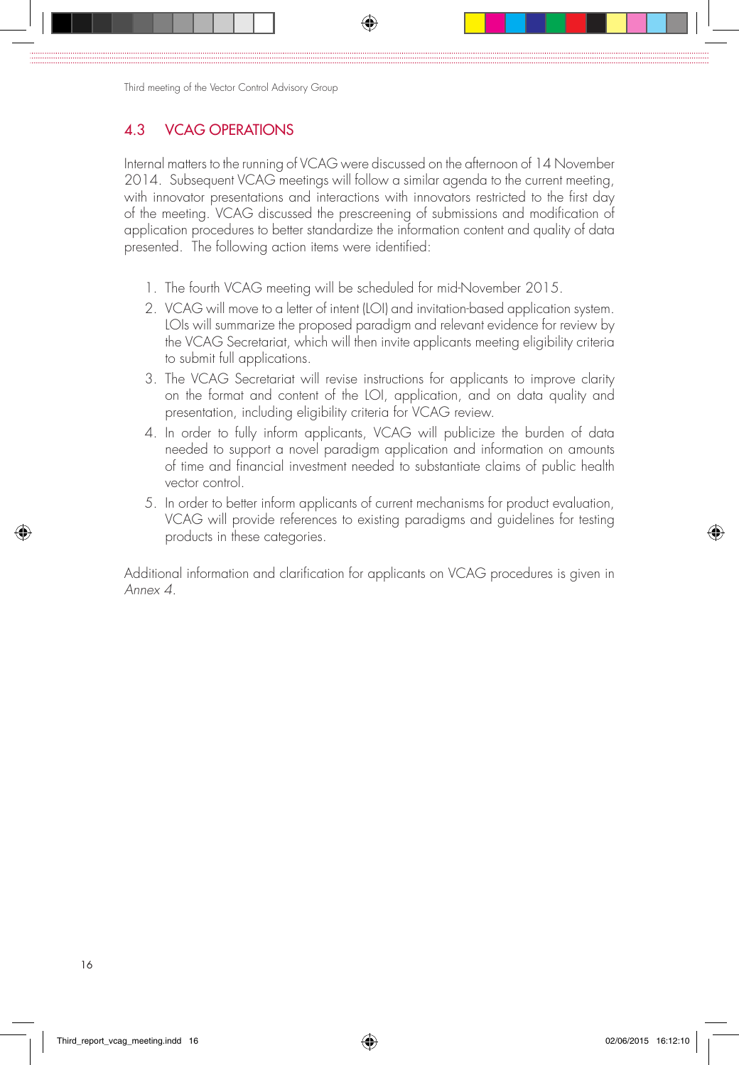## 4.3 VCAG OPERATIONS

Internal matters to the running of VCAG were discussed on the afternoon of 14 November 2014. Subsequent VCAG meetings will follow a similar agenda to the current meeting, with innovator presentations and interactions with innovators restricted to the first day of the meeting. VCAG discussed the prescreening of submissions and modification of application procedures to better standardize the information content and quality of data presented. The following action items were identified:

1. The fourth VCAG meeting will be scheduled for mid-November 2015.
2. VCAG will move to a letter of intent (LOI) and invitation-based application system. LOIs will summarize the proposed paradigm and relevant evidence for review by the VCAG Secretariat, which will then invite applicants meeting eligibility criteria to submit full applications.
3. The VCAG Secretariat will revise instructions for applicants to improve clarity on the format and content of the LOI, application, and on data quality and presentation, including eligibility criteria for VCAG review.
4. In order to fully inform applicants, VCAG will publicize the burden of data needed to support a novel paradigm application and information on amounts of time and financial investment needed to substantiate claims of public health vector control.
5. In order to better inform applicants of current mechanisms for product evaluation, VCAG will provide references to existing paradigms and guidelines for testing products in these categories.

Additional information and clarification for applicants on VCAG procedures is given in *Annex 4*.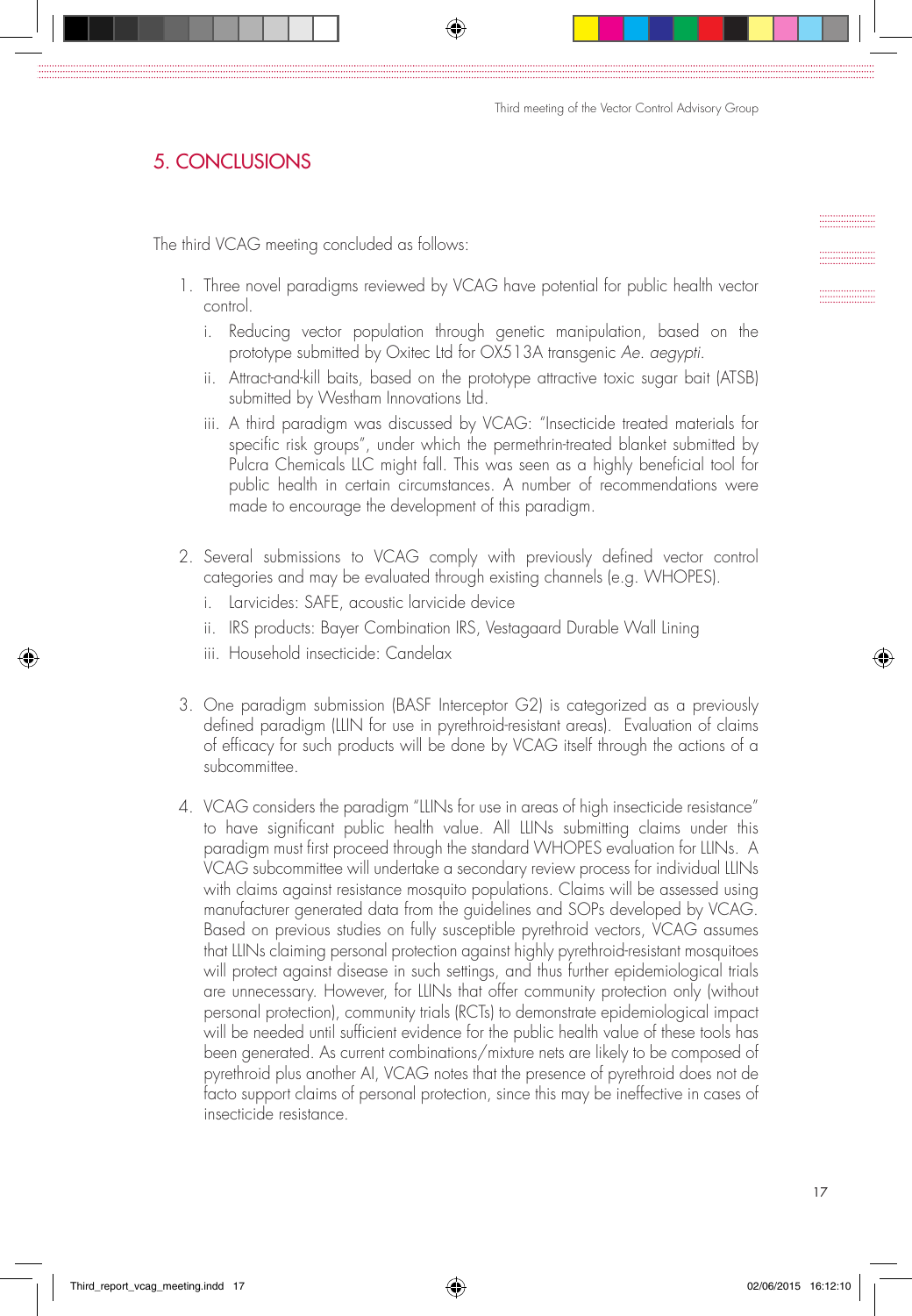## 5. CONCLUSIONS

The third VCAG meeting concluded as follows:

1. Three novel paradigms reviewed by VCAG have potential for public health vector control.
   i. Reducing vector population through genetic manipulation, based on the prototype submitted by Oxitec Ltd for OX513A transgenic *Ae. aegypti*.
   ii. Attract-and-kill baits, based on the prototype attractive toxic sugar bait (ATSB) submitted by Westham Innovations Ltd.
   iii. A third paradigm was discussed by VCAG: "Insecticide treated materials for specific risk groups", under which the permethrin-treated blanket submitted by Pulcra Chemicals LLC might fall. This was seen as a highly beneficial tool for public health in certain circumstances. A number of recommendations were made to encourage the development of this paradigm.

2. Several submissions to VCAG comply with previously defined vector control categories and may be evaluated through existing channels (e.g. WHOPES).
   i. Larvicides: SAFE, acoustic larvicide device
   ii. IRS products: Bayer Combination IRS, Vestagaard Durable Wall Lining
   iii. Household insecticide: Candelax

3. One paradigm submission (BASF Interceptor G2) is categorized as a previously defined paradigm (LLIN for use in pyrethroid-resistant areas). Evaluation of claims of efficacy for such products will be done by VCAG itself through the actions of a subcommittee.

4. VCAG considers the paradigm "LLINs for use in areas of high insecticide resistance" to have significant public health value. All LLINs submitting claims under this paradigm must first proceed through the standard WHOPES evaluation for LLINs. A VCAG subcommittee will undertake a secondary review process for individual LLINs with claims against resistance mosquito populations. Claims will be assessed using manufacturer generated data from the guidelines and SOPs developed by VCAG. Based on previous studies on fully susceptible pyrethroid vectors, VCAG assumes that LLINs claiming personal protection against highly pyrethroid-resistant mosquitoes will protect against disease in such settings, and thus further epidemiological trials are unnecessary. However, for LLINs that offer community protection only (without personal protection), community trials (RCTs) to demonstrate epidemiological impact will be needed until sufficient evidence for the public health value of these tools has been generated. As current combinations/mixture nets are likely to be composed of pyrethroid plus another AI, VCAG notes that the presence of pyrethroid does not de facto support claims of personal protection, since this may be ineffective in cases of insecticide resistance.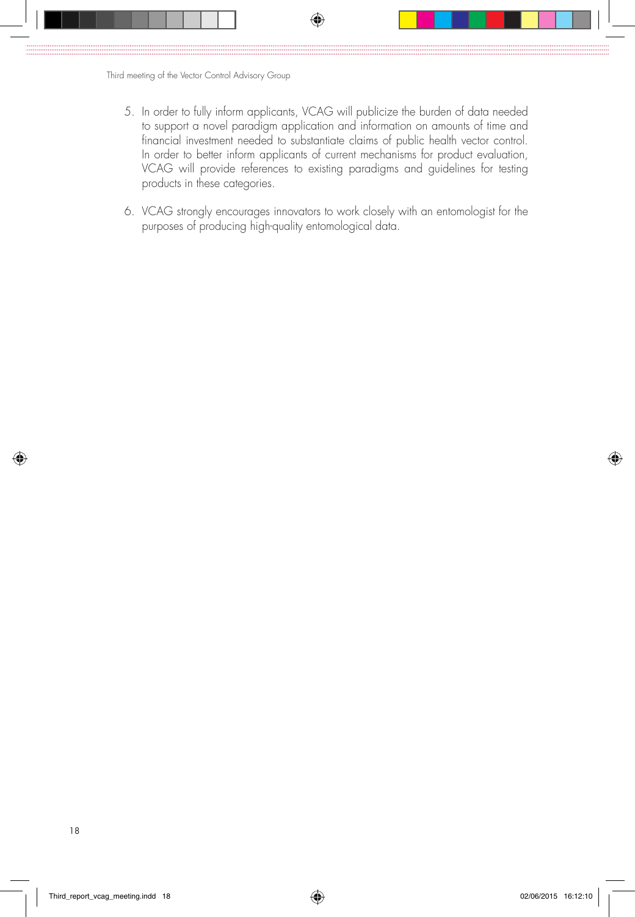5. In order to fully inform applicants, VCAG will publicize the burden of data needed to support a novel paradigm application and information on amounts of time and financial investment needed to substantiate claims of public health vector control. In order to better inform applicants of current mechanisms for product evaluation, VCAG will provide references to existing paradigms and guidelines for testing products in these categories.

6. VCAG strongly encourages innovators to work closely with an entomologist for the purposes of producing high-quality entomological data.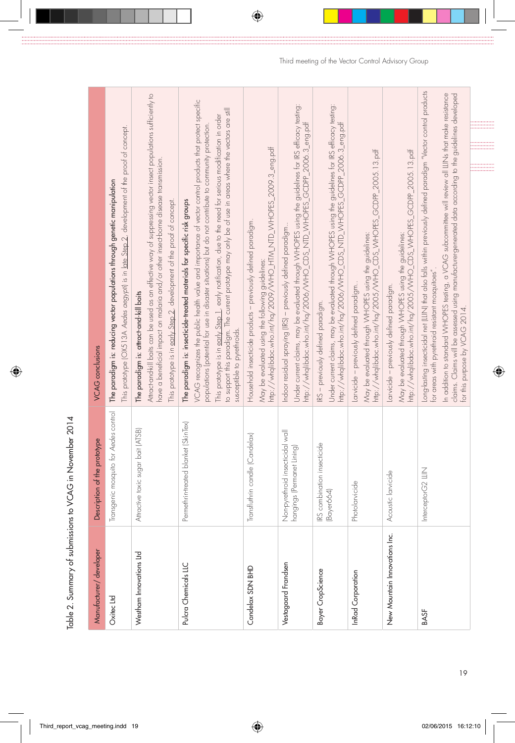Table 2. Summary of submissions to VCAG in November 2014

| Manufacturer/developer | Description of the prototype | VCAG conclusions |
|---|---|---|
| Oxitec Ltd | Transgenic mosquito for *Aedes* control | **The paradigm is: reducing vector populations through genetic manipulation**<br>This prototype (OX513A *Aedes aegypti*) is in late Step 2, development of the proof of concept. |
| Westham Innovations Ltd | Attractive toxic sugar bait (ATSB) | **The paradigm is: attract-and-kill baits**<br>Attract-and-kill baits can be used as an effective way of suppressing vector insect populations sufficiently to have a beneficial impact on malaria and/or other insect-borne disease transmission.<br>This prototype is in early Step 2, development of the proof of concept. |
| Pulcra Chemicals LLC | Permethrin-treated blanket (SkinTex) | **The paradigm is: insecticide-treated materials for specific risk groups**<br>VCAG recognizes the public health value and importance of vector control products that protect specific populations (potential for use in disaster situations) but do not contribute to community protection.<br>This prototype is in early Step 1, early notification, due to the need for serious modification in order to support this paradigm. The current prototype may only be of use in areas where the vectors are still susceptible to pyrethroids. |
| Candelax SDN BHD | Transfluthrin candle (Candelax) | Household insecticide products – previously defined paradigm.<br>May be evaluated using the following guidelines:<br>http://whqlibdoc.who.int/hq/2009/WHO_HTM_NTD_WHOPES_2009.3_eng.pdf |
| Vestagaard Frandsen | Nonpyrethroid insecticidal wall hangings (Permanet Lining) | Indoor residual spraying (IRS) – previously defined paradigm..<br>Under current claims, may be evaluated through WHOPES using the guidelines for IRS efficacy testing:<br>http://whqlibdoc.who.int/hq/2006/WHO_CDS_NTD_WHOPES_GCDPP_2006.3_eng.pdf |
| Bayer CropScience | IRS combination insecticide (Bayer664) | IRS – previously defined paradigm.<br>Under current claims, may be evaluated through WHOPES using the guidelines for IRS efficacy testing:<br>http://whqlibdoc.who.int/hq/2006/WHO_CDS_NTD_WHOPES_GCDPP_2006.3_eng.pdf |
| InRad Corporation | Photolarvicide | Larvicide – previously defined paradigm..<br>May be evaluated through WHOPES using the guidelines:<br>http://whqlibdoc.who.int/hq/2005/WHO_CDS_WHOPES_GCDPP_2005.13.pdf |
| New Mountain Innovations Inc. | Acoustic larvicide | Larvicide – previously defined paradigm.<br>May be evaluated through WHOPES using the guidelines:<br>http://whqlibdoc.who.int/hq/2005/WHO_CDS_WHOPES_GCDPP_2005.13.pdf |
| BASF | InterceptorG2 LLIN | Long-lasting insecticidal net (LLIN) that also falls within previously defined paradigm "Vector control products for areas with pyrethroid resistant mosquitoes".<br>In addition to standard WHOPES testing, a VCAG subcommittee will review all LLINs that make resistance claims. Claims will be assessed using manufacturer-generated data according to the guidelines developed for this purpose by VCAG 2014. |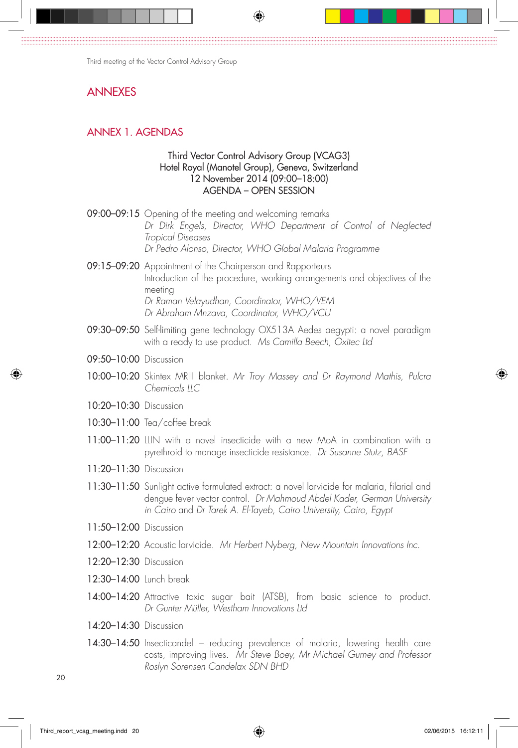# ANNEXES

## ANNEX 1. AGENDAS

**Third Vector Control Advisory Group (VCAG3)**
**Hotel Royal (Manotel Group), Geneva, Switzerland**
**12 November 2014 (09:00–18:00)**
**AGENDA – OPEN SESSION**

09:00–09:15 Opening of the meeting and welcoming remarks
*Dr Dirk Engels, Director, WHO Department of Control of Neglected Tropical Diseases*
*Dr Pedro Alonso, Director, WHO Global Malaria Programme*

09:15–09:20 Appointment of the Chairperson and Rapporteurs
Introduction of the procedure, working arrangements and objectives of the meeting
*Dr Raman Velayudhan, Coordinator, WHO/VEM*
*Dr Abraham Mnzava, Coordinator, WHO/VCU*

09:30–09:50 Self-limiting gene technology OX513A Aedes aegypti: a novel paradigm with a ready to use product. *Ms Camilla Beech, Oxitec Ltd*

09:50–10:00 Discussion

10:00–10:20 Skintex MRIII blanket. *Mr Troy Massey and Dr Raymond Mathis, Pulcra Chemicals LLC*

10:20–10:30 Discussion

10:30–11:00 Tea/coffee break

11:00–11:20 LLIN with a novel insecticide with a new MoA in combination with a pyrethroid to manage insecticide resistance. *Dr Susanne Stutz, BASF*

11:20–11:30 Discussion

11:30–11:50 Sunlight active formulated extract: a novel larvicide for malaria, filarial and dengue fever vector control. *Dr Mahmoud Abdel Kader, German University in Cairo* and *Dr Tarek A. El-Tayeb, Cairo University, Cairo, Egypt*

11:50–12:00 Discussion

12:00–12:20 Acoustic larvicide. *Mr Herbert Nyberg, New Mountain Innovations Inc.*

12:20–12:30 Discussion

12:30–14:00 Lunch break

14:00–14:20 Attractive toxic sugar bait (ATSB), from basic science to product. *Dr Gunter Müller, Westham Innovations Ltd*

14:20–14:30 Discussion

14:30–14:50 Insecticandel – reducing prevalence of malaria, lowering health care costs, improving lives. *Mr Steve Boey, Mr Michael Gurney and Professor Roslyn Sorensen Candelax SDN BHD*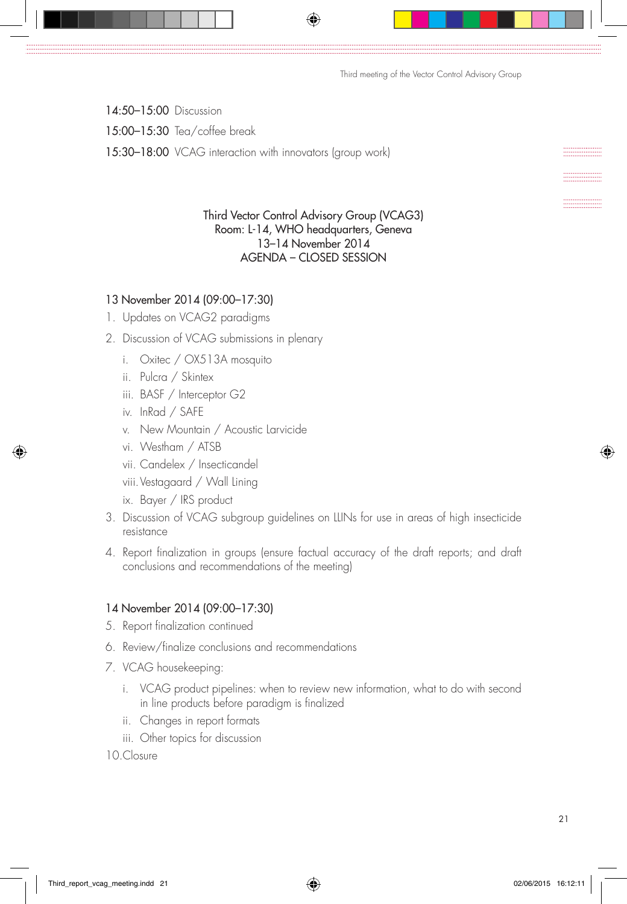14:50–15:00 Discussion

15:00–15:30 Tea/coffee break

15:30–18:00 VCAG interaction with innovators (group work)

Third Vector Control Advisory Group (VCAG3)
Room: L-14, WHO headquarters, Geneva
13–14 November 2014
AGENDA – CLOSED SESSION

### 13 November 2014 (09:00–17:30)

1. Updates on VCAG2 paradigms
2. Discussion of VCAG submissions in plenary
   - i. Oxitec / OX513A mosquito
   - ii. Pulcra / Skintex
   - iii. BASF / Interceptor G2
   - iv. InRad / SAFE
   - v. New Mountain / Acoustic Larvicide
   - vi. Westham / ATSB
   - vii. Candelex / Insecticandel
   - viii. Vestagaard / Wall Lining
   - ix. Bayer / IRS product
3. Discussion of VCAG subgroup guidelines on LLINs for use in areas of high insecticide resistance
4. Report finalization in groups (ensure factual accuracy of the draft reports; and draft conclusions and recommendations of the meeting)

### 14 November 2014 (09:00–17:30)

5. Report finalization continued
6. Review/finalize conclusions and recommendations
7. VCAG housekeeping:
   - i. VCAG product pipelines: when to review new information, what to do with second in line products before paradigm is finalized
   - ii. Changes in report formats
   - iii. Other topics for discussion

10.Closure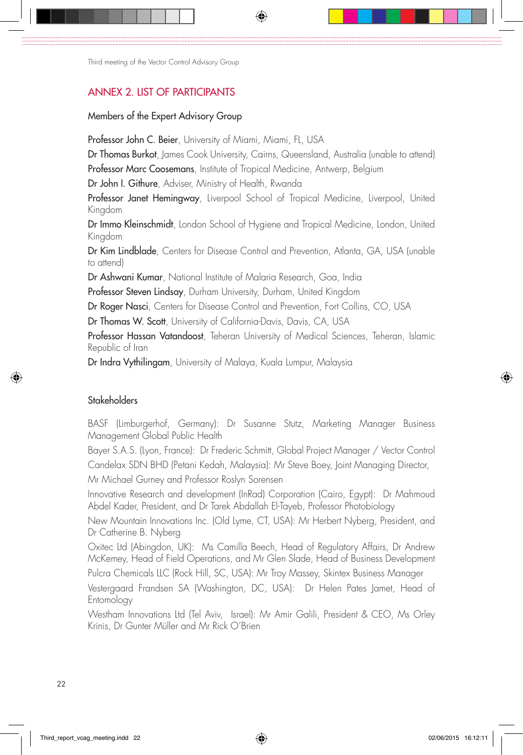## ANNEX 2. LIST OF PARTICIPANTS

### Members of the Expert Advisory Group

**Professor John C. Beier**, University of Miami, Miami, FL, USA

**Dr Thomas Burkot**, James Cook University, Cairns, Queensland, Australia (unable to attend)

**Professor Marc Coosemans**, Institute of Tropical Medicine, Antwerp, Belgium

**Dr John I. Githure**, Adviser, Ministry of Health, Rwanda

**Professor Janet Hemingway**, Liverpool School of Tropical Medicine, Liverpool, United Kingdom

**Dr Immo Kleinschmidt**, London School of Hygiene and Tropical Medicine, London, United Kingdom

**Dr Kim Lindblade**, Centers for Disease Control and Prevention, Atlanta, GA, USA (unable to attend)

**Dr Ashwani Kumar**, National Institute of Malaria Research, Goa, India

**Professor Steven Lindsay**, Durham University, Durham, United Kingdom

**Dr Roger Nasci**, Centers for Disease Control and Prevention, Fort Collins, CO, USA

**Dr Thomas W. Scott**, University of California-Davis, Davis, CA, USA

**Professor Hassan Vatandoost**, Teheran University of Medical Sciences, Teheran, Islamic Republic of Iran

**Dr Indra Vythilingam**, University of Malaya, Kuala Lumpur, Malaysia

### Stakeholders

BASF (Limburgerhof, Germany): Dr Susanne Stutz, Marketing Manager Business Management Global Public Health

Bayer S.A.S. (Lyon, France): Dr Frederic Schmitt, Global Project Manager / Vector Control

Candelax SDN BHD (Petani Kedah, Malaysia): Mr Steve Boey, Joint Managing Director,

Mr Michael Gurney and Professor Roslyn Sorensen

Innovative Research and development (InRad) Corporation (Cairo, Egypt): Dr Mahmoud Abdel Kader, President, and Dr Tarek Abdallah El-Tayeb, Professor Photobiology

New Mountain Innovations Inc. (Old Lyme, CT, USA): Mr Herbert Nyberg, President, and Dr Catherine B. Nyberg

Oxitec Ltd (Abingdon, UK): Ms Camilla Beech, Head of Regulatory Affairs, Dr Andrew McKemey, Head of Field Operations, and Mr Glen Slade, Head of Business Development

Pulcra Chemicals LLC (Rock Hill, SC, USA): Mr Troy Massey, Skintex Business Manager

Vestergaard Frandsen SA (Washington, DC, USA): Dr Helen Pates Jamet, Head of Entomology

Westham Innovations Ltd (Tel Aviv, Israel): Mr Amir Galili, President & CEO, Ms Orley Krinis, Dr Gunter Müller and Mr Rick O'Brien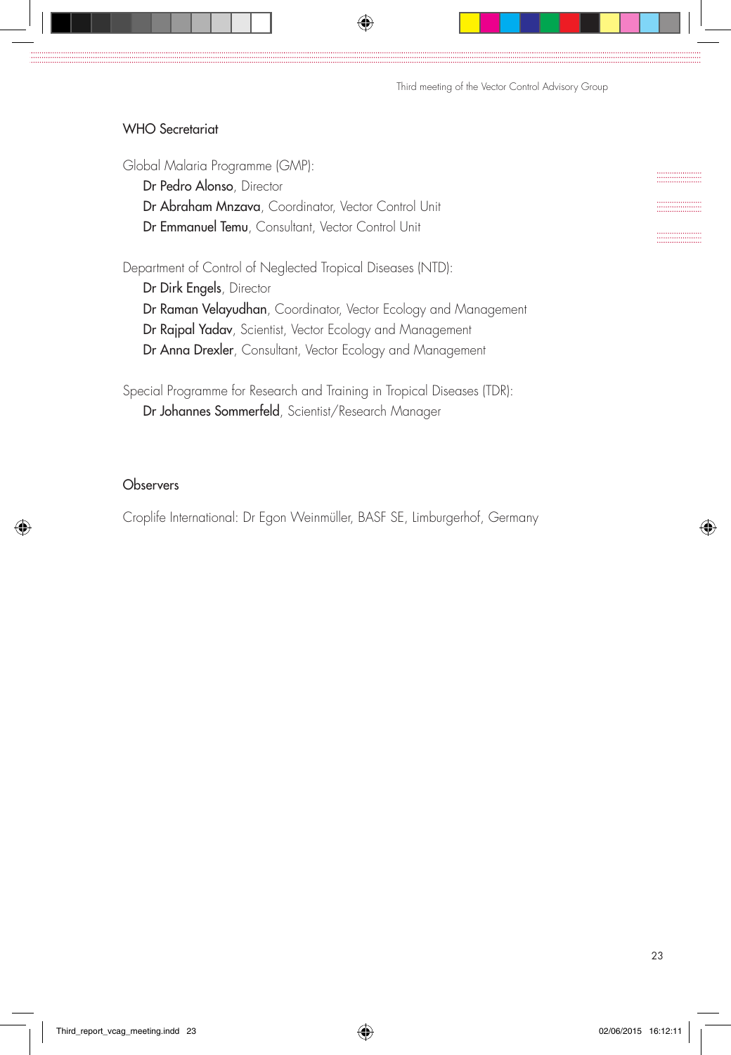## WHO Secretariat

Global Malaria Programme (GMP):

- **Dr Pedro Alonso**, Director
- **Dr Abraham Mnzava**, Coordinator, Vector Control Unit
- **Dr Emmanuel Temu**, Consultant, Vector Control Unit

Department of Control of Neglected Tropical Diseases (NTD):

- **Dr Dirk Engels**, Director
- **Dr Raman Velayudhan**, Coordinator, Vector Ecology and Management
- **Dr Rajpal Yadav**, Scientist, Vector Ecology and Management
- **Dr Anna Drexler**, Consultant, Vector Ecology and Management

Special Programme for Research and Training in Tropical Diseases (TDR):

- **Dr Johannes Sommerfeld**, Scientist/Research Manager

## Observers

Croplife International: Dr Egon Weinmüller, BASF SE, Limburgerhof, Germany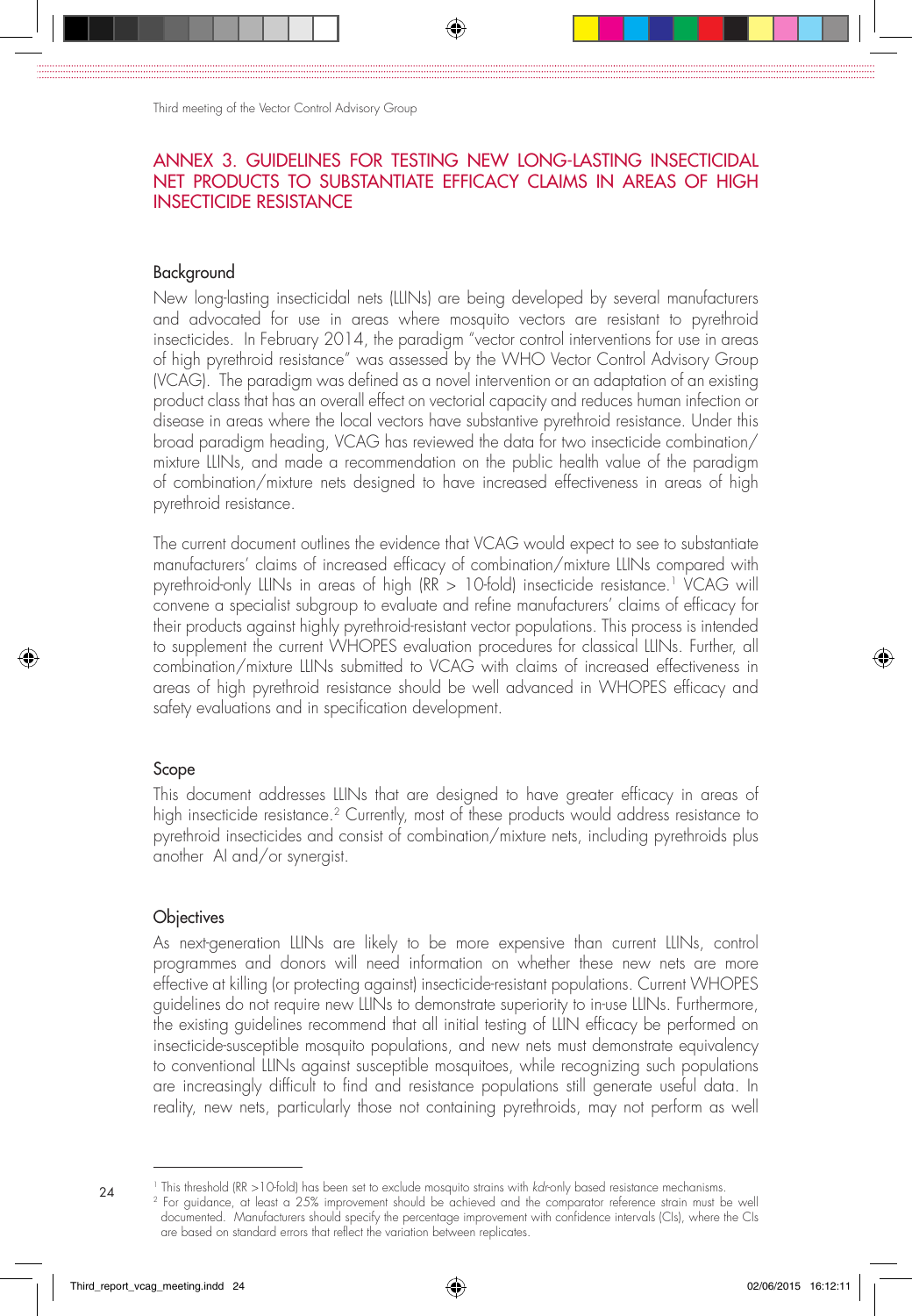## ANNEX 3. GUIDELINES FOR TESTING NEW LONG-LASTING INSECTICIDAL NET PRODUCTS TO SUBSTANTIATE EFFICACY CLAIMS IN AREAS OF HIGH INSECTICIDE RESISTANCE

### Background

New long-lasting insecticidal nets (LLINs) are being developed by several manufacturers and advocated for use in areas where mosquito vectors are resistant to pyrethroid insecticides. In February 2014, the paradigm "vector control interventions for use in areas of high pyrethroid resistance" was assessed by the WHO Vector Control Advisory Group (VCAG). The paradigm was defined as a novel intervention or an adaptation of an existing product class that has an overall effect on vectorial capacity and reduces human infection or disease in areas where the local vectors have substantive pyrethroid resistance. Under this broad paradigm heading, VCAG has reviewed the data for two insecticide combination/mixture LLINs, and made a recommendation on the public health value of the paradigm of combination/mixture nets designed to have increased effectiveness in areas of high pyrethroid resistance.

The current document outlines the evidence that VCAG would expect to see to substantiate manufacturers' claims of increased efficacy of combination/mixture LLINs compared with pyrethroid-only LLINs in areas of high (RR > 10-fold) insecticide resistance.[1] VCAG will convene a specialist subgroup to evaluate and refine manufacturers' claims of efficacy for their products against highly pyrethroid-resistant vector populations. This process is intended to supplement the current WHOPES evaluation procedures for classical LLINs. Further, all combination/mixture LLINs submitted to VCAG with claims of increased effectiveness in areas of high pyrethroid resistance should be well advanced in WHOPES efficacy and safety evaluations and in specification development.

### Scope

This document addresses LLINs that are designed to have greater efficacy in areas of high insecticide resistance.[2] Currently, most of these products would address resistance to pyrethroid insecticides and consist of combination/mixture nets, including pyrethroids plus another AI and/or synergist.

### Objectives

As next-generation LLINs are likely to be more expensive than current LLINs, control programmes and donors will need information on whether these new nets are more effective at killing (or protecting against) insecticide-resistant populations. Current WHOPES guidelines do not require new LLINs to demonstrate superiority to in-use LLINs. Furthermore, the existing guidelines recommend that all initial testing of LLIN efficacy be performed on insecticide-susceptible mosquito populations, and new nets must demonstrate equivalency to conventional LLINs against susceptible mosquitoes, while recognizing such populations are increasingly difficult to find and resistance populations still generate useful data. In reality, new nets, particularly those not containing pyrethroids, may not perform as well

---

[1] This threshold (RR >10-fold) has been set to exclude mosquito strains with *kdr*-only based resistance mechanisms.

[2] For guidance, at least a 25% improvement should be achieved and the comparator reference strain must be well documented. Manufacturers should specify the percentage improvement with confidence intervals (CIs), where the CIs are based on standard errors that reflect the variation between replicates.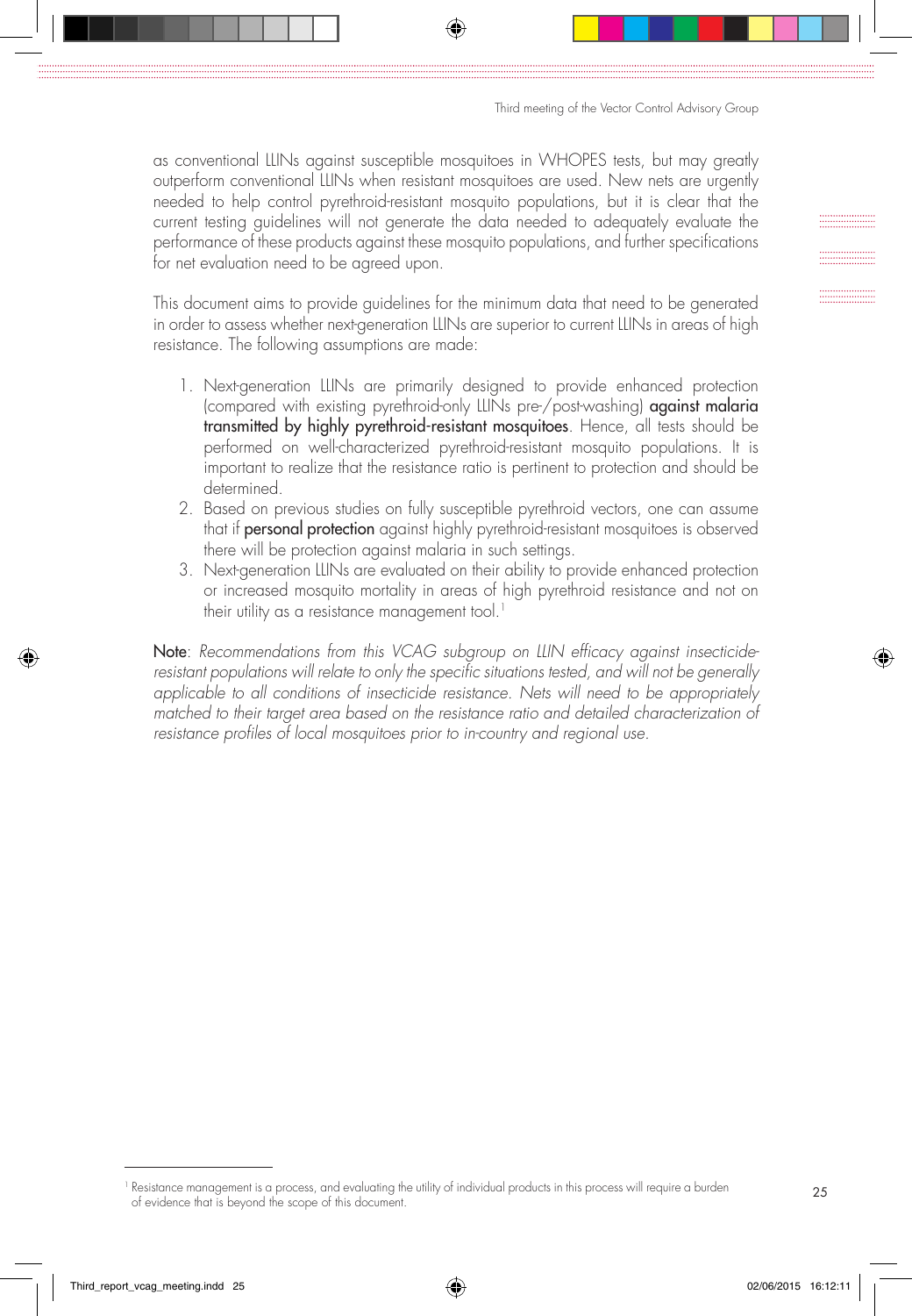as conventional LLINs against susceptible mosquitoes in WHOPES tests, but may greatly outperform conventional LLINs when resistant mosquitoes are used. New nets are urgently needed to help control pyrethroid-resistant mosquito populations, but it is clear that the current testing guidelines will not generate the data needed to adequately evaluate the performance of these products against these mosquito populations, and further specifications for net evaluation need to be agreed upon.

This document aims to provide guidelines for the minimum data that need to be generated in order to assess whether next-generation LLINs are superior to current LLINs in areas of high resistance. The following assumptions are made:

1. Next-generation LLINs are primarily designed to provide enhanced protection (compared with existing pyrethroid-only LLINs pre-/post-washing) **against malaria transmitted by highly pyrethroid-resistant mosquitoes**. Hence, all tests should be performed on well-characterized pyrethroid-resistant mosquito populations. It is important to realize that the resistance ratio is pertinent to protection and should be determined.
2. Based on previous studies on fully susceptible pyrethroid vectors, one can assume that if **personal protection** against highly pyrethroid-resistant mosquitoes is observed there will be protection against malaria in such settings.
3. Next-generation LLINs are evaluated on their ability to provide enhanced protection or increased mosquito mortality in areas of high pyrethroid resistance and not on their utility as a resistance management tool.[1]

**Note**: *Recommendations from this VCAG subgroup on LLIN efficacy against insecticide-resistant populations will relate to only the specific situations tested, and will not be generally applicable to all conditions of insecticide resistance. Nets will need to be appropriately matched to their target area based on the resistance ratio and detailed characterization of resistance profiles of local mosquitoes prior to in-country and regional use.*

---

[1] Resistance management is a process, and evaluating the utility of individual products in this process will require a burden of evidence that is beyond the scope of this document.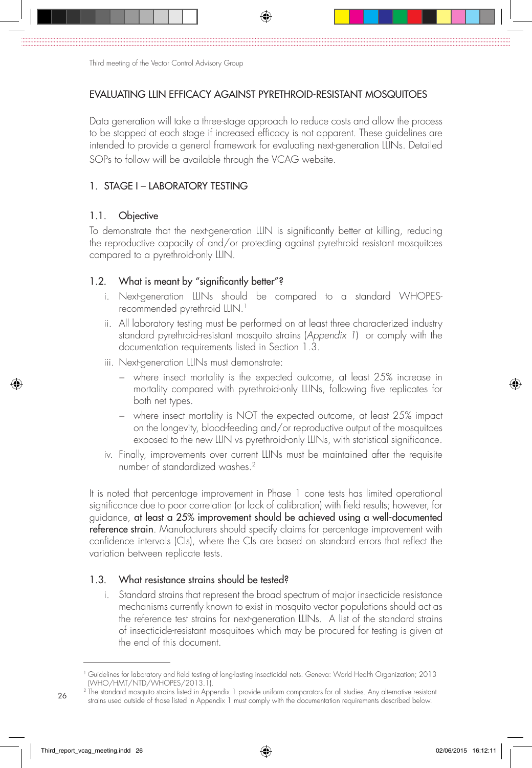## EVALUATING LLIN EFFICACY AGAINST PYRETHROID-RESISTANT MOSQUITOES

Data generation will take a three-stage approach to reduce costs and allow the process to be stopped at each stage if increased efficacy is not apparent. These guidelines are intended to provide a general framework for evaluating next-generation LLINs. Detailed SOPs to follow will be available through the VCAG website.

### 1. STAGE I – LABORATORY TESTING

#### 1.1. Objective

To demonstrate that the next-generation LLIN is significantly better at killing, reducing the reproductive capacity of and/or protecting against pyrethroid resistant mosquitoes compared to a pyrethroid-only LLIN.

#### 1.2. What is meant by "significantly better"?

i. Next-generation LLINs should be compared to a standard WHOPES-recommended pyrethroid LLIN.[1]

ii. All laboratory testing must be performed on at least three characterized industry standard pyrethroid-resistant mosquito strains (*Appendix 1*) or comply with the documentation requirements listed in Section 1.3.

iii. Next-generation LLINs must demonstrate:

  – where insect mortality is the expected outcome, at least 25% increase in mortality compared with pyrethroid-only LLINs, following five replicates for both net types.

  – where insect mortality is NOT the expected outcome, at least 25% impact on the longevity, blood-feeding and/or reproductive output of the mosquitoes exposed to the new LLIN vs pyrethroid-only LLINs, with statistical significance.

iv. Finally, improvements over current LLINs must be maintained after the requisite number of standardized washes.[2]

It is noted that percentage improvement in Phase 1 cone tests has limited operational significance due to poor correlation (or lack of calibration) with field results; however, for guidance, **at least a 25% improvement should be achieved using a well-documented reference strain**. Manufacturers should specify claims for percentage improvement with confidence intervals (CIs), where the CIs are based on standard errors that reflect the variation between replicate tests.

#### 1.3. What resistance strains should be tested?

i. Standard strains that represent the broad spectrum of major insecticide resistance mechanisms currently known to exist in mosquito vector populations should act as the reference test strains for next-generation LLINs. A list of the standard strains of insecticide-resistant mosquitoes which may be procured for testing is given at the end of this document.

---

[1] Guidelines for laboratory and field testing of long-lasting insecticidal nets. Geneva: World Health Organization; 2013 (WHO/HMT/NTD/WHOPES/2013.1).

[2] The standard mosquito strains listed in Appendix 1 provide uniform comparators for all studies. Any alternative resistant strains used outside of those listed in Appendix 1 must comply with the documentation requirements described below.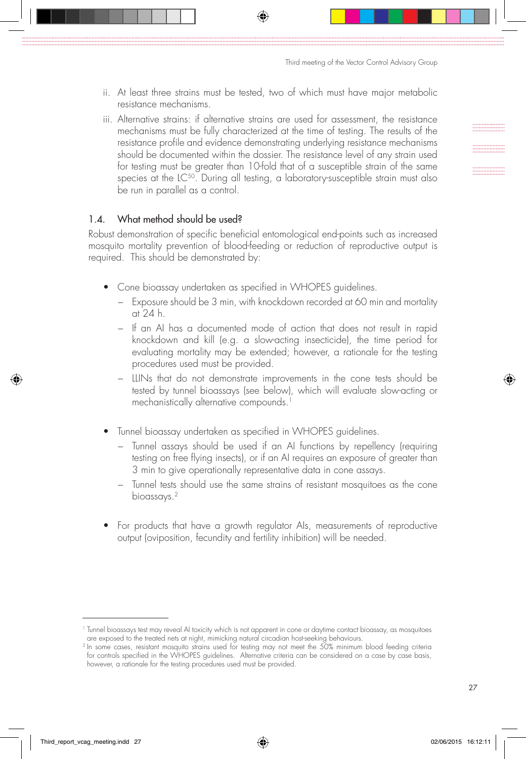ii. At least three strains must be tested, two of which must have major metabolic resistance mechanisms.

iii. Alternative strains: if alternative strains are used for assessment, the resistance mechanisms must be fully characterized at the time of testing. The results of the resistance profile and evidence demonstrating underlying resistance mechanisms should be documented within the dossier. The resistance level of any strain used for testing must be greater than 10-fold that of a susceptible strain of the same species at the $LC^{50}$. During all testing, a laboratory-susceptible strain must also be run in parallel as a control.

### 1.4. What method should be used?

Robust demonstration of specific beneficial entomological end-points such as increased mosquito mortality prevention of blood-feeding or reduction of reproductive output is required. This should be demonstrated by:

- Cone bioassay undertaken as specified in WHOPES guidelines.
  - Exposure should be 3 min, with knockdown recorded at 60 min and mortality at 24 h.
  - If an AI has a documented mode of action that does not result in rapid knockdown and kill (e.g. a slow-acting insecticide), the time period for evaluating mortality may be extended; however, a rationale for the testing procedures used must be provided.
  - LLINs that do not demonstrate improvements in the cone tests should be tested by tunnel bioassays (see below), which will evaluate slow-acting or mechanistically alternative compounds.[1]

- Tunnel bioassay undertaken as specified in WHOPES guidelines.
  - Tunnel assays should be used if an AI functions by repellency (requiring testing on free flying insects), or if an AI requires an exposure of greater than 3 min to give operationally representative data in cone assays.
  - Tunnel tests should use the same strains of resistant mosquitoes as the cone bioassays.[2]

- For products that have a growth regulator AIs, measurements of reproductive output (oviposition, fecundity and fertility inhibition) will be needed.

---

[1] Tunnel bioassays test may reveal AI toxicity which is not apparent in cone or daytime contact bioassay, as mosquitoes are exposed to the treated nets at night, mimicking natural circadian host-seeking behaviours.

[2] In some cases, resistant mosquito strains used for testing may not meet the 50% minimum blood feeding criteria for controls specified in the WHOPES guidelines. Alternative criteria can be considered on a case by case basis, however, a rationale for the testing procedures used must be provided.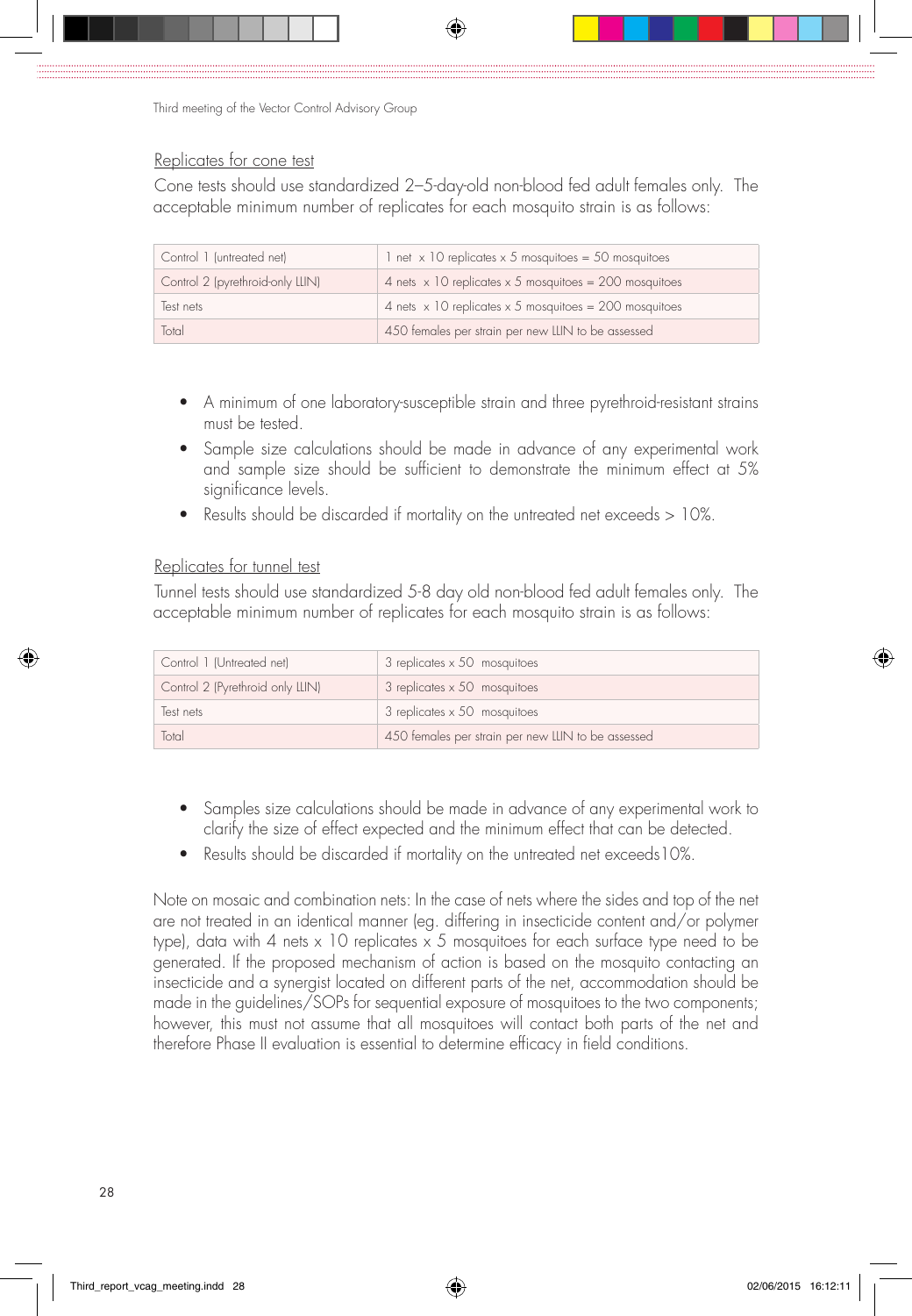Replicates for cone test

Cone tests should use standardized 2–5-day-old non-blood fed adult females only. The acceptable minimum number of replicates for each mosquito strain is as follows:

| Control 1 (untreated net) | 1 net x 10 replicates x 5 mosquitoes = 50 mosquitoes |
|---|---|
| Control 2 (pyrethroid-only LLIN) | 4 nets x 10 replicates x 5 mosquitoes = 200 mosquitoes |
| Test nets | 4 nets x 10 replicates x 5 mosquitoes = 200 mosquitoes |
| Total | 450 females per strain per new LLIN to be assessed |

- A minimum of one laboratory-susceptible strain and three pyrethroid-resistant strains must be tested.
- Sample size calculations should be made in advance of any experimental work and sample size should be sufficient to demonstrate the minimum effect at 5% significance levels.
- Results should be discarded if mortality on the untreated net exceeds > 10%.

Replicates for tunnel test

Tunnel tests should use standardized 5-8 day old non-blood fed adult females only. The acceptable minimum number of replicates for each mosquito strain is as follows:

| Control 1 (Untreated net) | 3 replicates x 50 mosquitoes |
|---|---|
| Control 2 (Pyrethroid only LLIN) | 3 replicates x 50 mosquitoes |
| Test nets | 3 replicates x 50 mosquitoes |
| Total | 450 females per strain per new LLIN to be assessed |

- Samples size calculations should be made in advance of any experimental work to clarify the size of effect expected and the minimum effect that can be detected.
- Results should be discarded if mortality on the untreated net exceeds10%.

Note on mosaic and combination nets: In the case of nets where the sides and top of the net are not treated in an identical manner (eg. differing in insecticide content and/or polymer type), data with 4 nets x 10 replicates x 5 mosquitoes for each surface type need to be generated. If the proposed mechanism of action is based on the mosquito contacting an insecticide and a synergist located on different parts of the net, accommodation should be made in the guidelines/SOPs for sequential exposure of mosquitoes to the two components; however, this must not assume that all mosquitoes will contact both parts of the net and therefore Phase II evaluation is essential to determine efficacy in field conditions.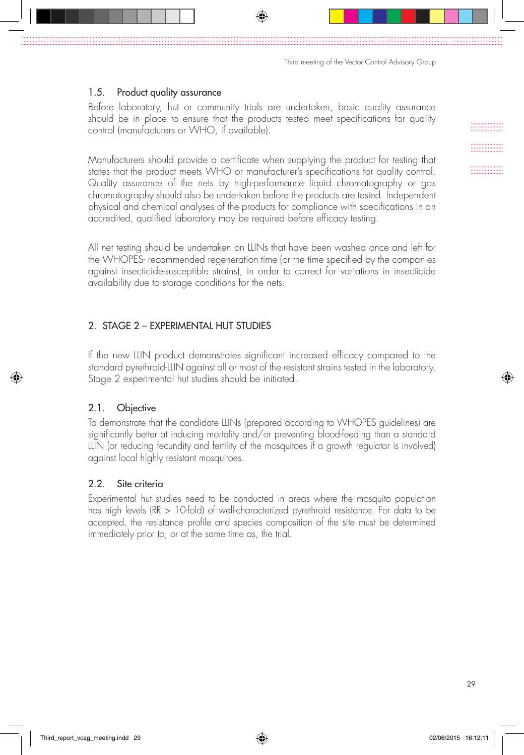### 1.5. Product quality assurance

Before laboratory, hut or community trials are undertaken, basic quality assurance should be in place to ensure that the products tested meet specifications for quality control (manufacturers or WHO, if available).

Manufacturers should provide a certificate when supplying the product for testing that states that the product meets WHO or manufacturer's specifications for quality control. Quality assurance of the nets by high-performance liquid chromatography or gas chromatography should also be undertaken before the products are tested. Independent physical and chemical analyses of the products for compliance with specifications in an accredited, qualified laboratory may be required before efficacy testing.

All net testing should be undertaken on LLINs that have been washed once and left for the WHOPES- recommended regeneration time (or the time specified by the companies against insecticide-susceptible strains), in order to correct for variations in insecticide availability due to storage conditions for the nets.

## 2. STAGE 2 – EXPERIMENTAL HUT STUDIES

If the new LLIN product demonstrates significant increased efficacy compared to the standard pyrethroid-LLIN against all or most of the resistant strains tested in the laboratory, Stage 2 experimental hut studies should be initiated.

### 2.1. Objective

To demonstrate that the candidate LLINs (prepared according to WHOPES guidelines) are significantly better at inducing mortality and/or preventing blood-feeding than a standard LLIN (or reducing fecundity and fertility of the mosquitoes if a growth regulator is involved) against local highly resistant mosquitoes.

### 2.2. Site criteria

Experimental hut studies need to be conducted in areas where the mosquito population has high levels (RR > 10-fold) of well-characterized pyrethroid resistance. For data to be accepted, the resistance profile and species composition of the site must be determined immediately prior to, or at the same time as, the trial.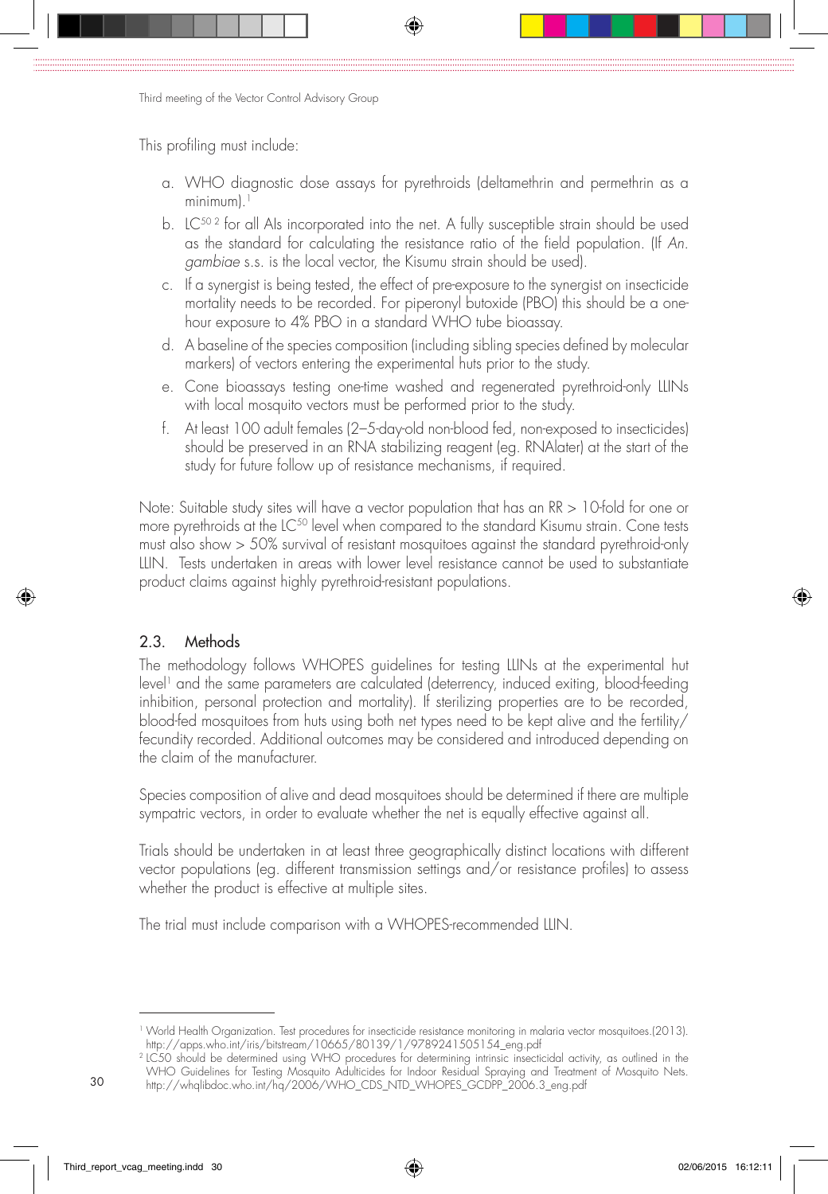This profiling must include:

a. WHO diagnostic dose assays for pyrethroids (deltamethrin and permethrin as a minimum).[1]
b. $LC_{50}$ [2] for all AIs incorporated into the net. A fully susceptible strain should be used as the standard for calculating the resistance ratio of the field population. (If *An. gambiae* s.s. is the local vector, the Kisumu strain should be used).
c. If a synergist is being tested, the effect of pre-exposure to the synergist on insecticide mortality needs to be recorded. For piperonyl butoxide (PBO) this should be a one-hour exposure to 4% PBO in a standard WHO tube bioassay.
d. A baseline of the species composition (including sibling species defined by molecular markers) of vectors entering the experimental huts prior to the study.
e. Cone bioassays testing one-time washed and regenerated pyrethroid-only LLINs with local mosquito vectors must be performed prior to the study.
f. At least 100 adult females (2–5-day-old non-blood fed, non-exposed to insecticides) should be preserved in an RNA stabilizing reagent (eg. RNAlater) at the start of the study for future follow up of resistance mechanisms, if required.

Note: Suitable study sites will have a vector population that has an RR > 10-fold for one or more pyrethroids at the $LC_{50}$ level when compared to the standard Kisumu strain. Cone tests must also show > 50% survival of resistant mosquitoes against the standard pyrethroid-only LLIN. Tests undertaken in areas with lower level resistance cannot be used to substantiate product claims against highly pyrethroid-resistant populations.

## 2.3. Methods

The methodology follows WHOPES guidelines for testing LLINs at the experimental hut level[1] and the same parameters are calculated (deterrency, induced exiting, blood-feeding inhibition, personal protection and mortality). If sterilizing properties are to be recorded, blood-fed mosquitoes from huts using both net types need to be kept alive and the fertility/fecundity recorded. Additional outcomes may be considered and introduced depending on the claim of the manufacturer.

Species composition of alive and dead mosquitoes should be determined if there are multiple sympatric vectors, in order to evaluate whether the net is equally effective against all.

Trials should be undertaken in at least three geographically distinct locations with different vector populations (eg. different transmission settings and/or resistance profiles) to assess whether the product is effective at multiple sites.

The trial must include comparison with a WHOPES-recommended LLIN.

---

[1] World Health Organization. Test procedures for insecticide resistance monitoring in malaria vector mosquitoes.(2013). http://apps.who.int/iris/bitstream/10665/80139/1/9789241505154_eng.pdf

[2] LC50 should be determined using WHO procedures for determining intrinsic insecticidal activity, as outlined in the WHO Guidelines for Testing Mosquito Adulticides for Indoor Residual Spraying and Treatment of Mosquito Nets. http://whqlibdoc.who.int/hq/2006/WHO_CDS_NTD_WHOPES_GCDPP_2006.3_eng.pdf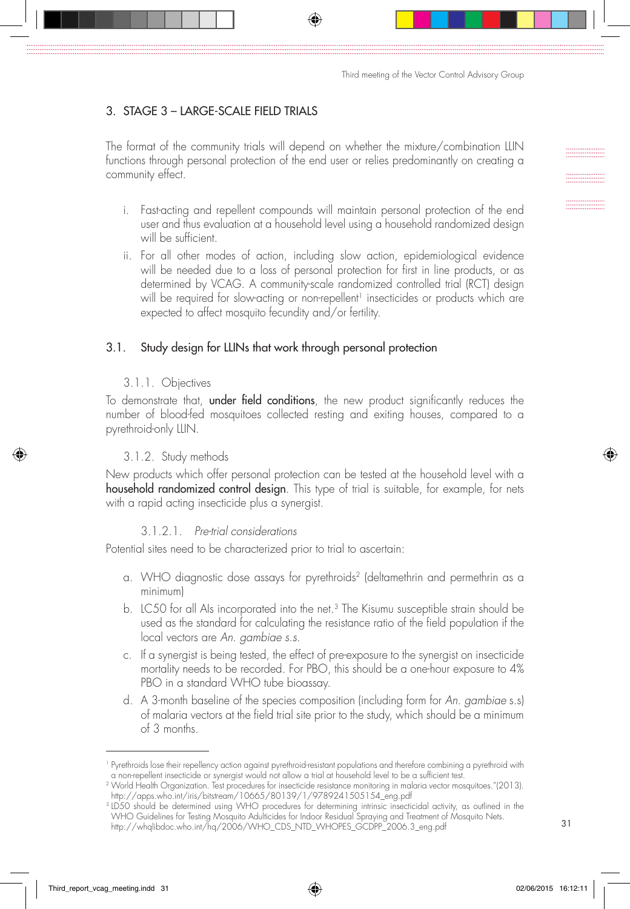## 3. STAGE 3 – LARGE-SCALE FIELD TRIALS

The format of the community trials will depend on whether the mixture/combination LLIN functions through personal protection of the end user or relies predominantly on creating a community effect.

i. Fast-acting and repellent compounds will maintain personal protection of the end user and thus evaluation at a household level using a household randomized design will be sufficient.

ii. For all other modes of action, including slow action, epidemiological evidence will be needed due to a loss of personal protection for first in line products, or as determined by VCAG. A community-scale randomized controlled trial (RCT) design will be required for slow-acting or non-repellent[1] insecticides or products which are expected to affect mosquito fecundity and/or fertility.

### 3.1. Study design for LLINs that work through personal protection

#### 3.1.1. Objectives

To demonstrate that, **under field conditions**, the new product significantly reduces the number of blood-fed mosquitoes collected resting and exiting houses, compared to a pyrethroid-only LLIN.

#### 3.1.2. Study methods

New products which offer personal protection can be tested at the household level with a **household randomized control design**. This type of trial is suitable, for example, for nets with a rapid acting insecticide plus a synergist.

##### 3.1.2.1. *Pre-trial considerations*

Potential sites need to be characterized prior to trial to ascertain:

a. WHO diagnostic dose assays for pyrethroids[2] (deltamethrin and permethrin as a minimum)

b. LC50 for all AIs incorporated into the net.[3] The Kisumu susceptible strain should be used as the standard for calculating the resistance ratio of the field population if the local vectors are *An. gambiae s.s.*

c. If a synergist is being tested, the effect of pre-exposure to the synergist on insecticide mortality needs to be recorded. For PBO, this should be a one-hour exposure to 4% PBO in a standard WHO tube bioassay.

d. A 3-month baseline of the species composition (including form for *An. gambiae* s.s) of malaria vectors at the field trial site prior to the study, which should be a minimum of 3 months.

---

[1] Pyrethroids lose their repellency action against pyrethroid-resistant populations and therefore combining a pyrethroid with a non-repellent insecticide or synergist would not allow a trial at household level to be a sufficient test.

[2] World Health Organization. Test procedures for insecticide resistance monitoring in malaria vector mosquitoes."(2013). http://apps.who.int/iris/bitstream/10665/80139/1/9789241505154_eng.pdf

[3] LD50 should be determined using WHO procedures for determining intrinsic insecticidal activity, as outlined in the WHO Guidelines for Testing Mosquito Adulticides for Indoor Residual Spraying and Treatment of Mosquito Nets. http://whqlibdoc.who.int/hq/2006/WHO_CDS_NTD_WHOPES_GCDPP_2006.3_eng.pdf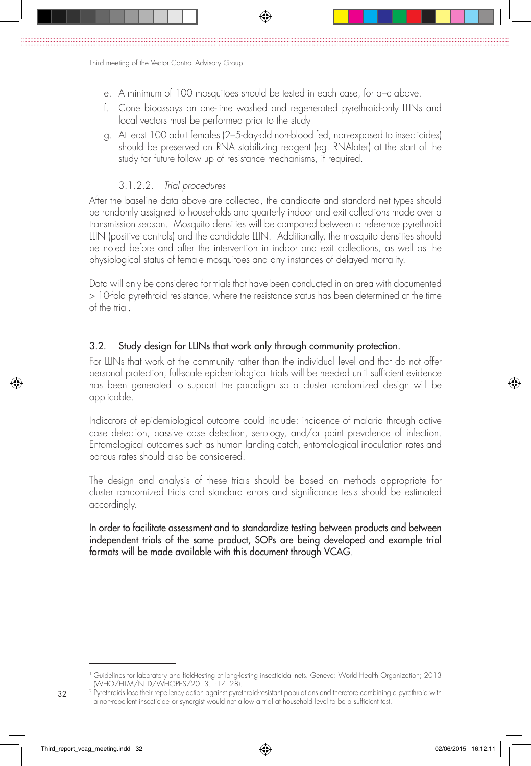e. A minimum of 100 mosquitoes should be tested in each case, for a–c above.
f. Cone bioassays on one-time washed and regenerated pyrethroid-only LLINs and local vectors must be performed prior to the study
g. At least 100 adult females (2–5-day-old non-blood fed, non-exposed to insecticides) should be preserved an RNA stabilizing reagent (eg. RNAlater) at the start of the study for future follow up of resistance mechanisms, if required.

#### 3.1.2.2. *Trial procedures*

After the baseline data above are collected, the candidate and standard net types should be randomly assigned to households and quarterly indoor and exit collections made over a transmission season. Mosquito densities will be compared between a reference pyrethroid LLIN (positive controls) and the candidate LLIN. Additionally, the mosquito densities should be noted before and after the intervention in indoor and exit collections, as well as the physiological status of female mosquitoes and any instances of delayed mortality.

Data will only be considered for trials that have been conducted in an area with documented > 10-fold pyrethroid resistance, where the resistance status has been determined at the time of the trial.

## 3.2. Study design for LLINs that work only through community protection.

For LLINs that work at the community rather than the individual level and that do not offer personal protection, full-scale epidemiological trials will be needed until sufficient evidence has been generated to support the paradigm so a cluster randomized design will be applicable.

Indicators of epidemiological outcome could include: incidence of malaria through active case detection, passive case detection, serology, and/or point prevalence of infection. Entomological outcomes such as human landing catch, entomological inoculation rates and parous rates should also be considered.

The design and analysis of these trials should be based on methods appropriate for cluster randomized trials and standard errors and significance tests should be estimated accordingly.

In order to facilitate assessment and to standardize testing between products and between independent trials of the same product, SOPs are being developed and example trial formats will be made available with this document through VCAG.

---

[1] Guidelines for laboratory and field-testing of long-lasting insecticidal nets. Geneva: World Health Organization; 2013 (WHO/HTM/NTD/WHOPES/2013.1:14–28).

[2] Pyrethroids lose their repellency action against pyrethroid-resistant populations and therefore combining a pyrethroid with a non-repellent insecticide or synergist would not allow a trial at household level to be a sufficient test.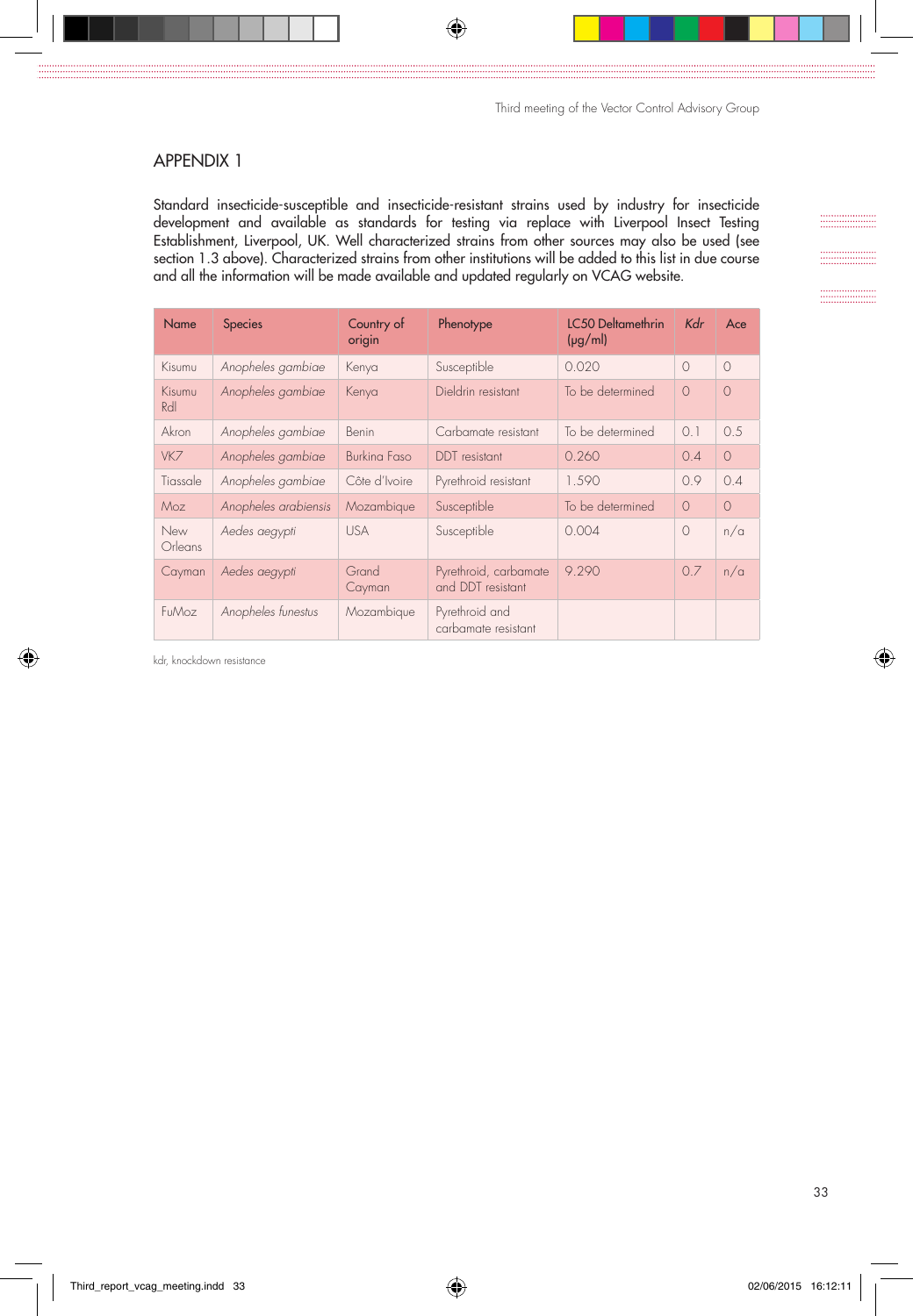## APPENDIX 1

Standard insecticide-susceptible and insecticide-resistant strains used by industry for insecticide development and available as standards for testing via replace with Liverpool Insect Testing Establishment, Liverpool, UK. Well characterized strains from other sources may also be used (see section 1.3 above). Characterized strains from other institutions will be added to this list in due course and all the information will be made available and updated regularly on VCAG website.

| Name | Species | Country of origin | Phenotype | LC50 Deltamethrin (µg/ml) | *Kdr* | Ace |
|---|---|---|---|---|---|---|
| Kisumu | *Anopheles gambiae* | Kenya | Susceptible | 0.020 | 0 | 0 |
| Kisumu Rdl | *Anopheles gambiae* | Kenya | Dieldrin resistant | To be determined | 0 | 0 |
| Akron | *Anopheles gambiae* | Benin | Carbamate resistant | To be determined | 0.1 | 0.5 |
| VK7 | *Anopheles gambiae* | Burkina Faso | DDT resistant | 0.260 | 0.4 | 0 |
| Tiassale | *Anopheles gambiae* | Côte d'Ivoire | Pyrethroid resistant | 1.590 | 0.9 | 0.4 |
| Moz | *Anopheles arabiensis* | Mozambique | Susceptible | To be determined | 0 | 0 |
| New Orleans | *Aedes aegypti* | USA | Susceptible | 0.004 | 0 | n/a |
| Cayman | *Aedes aegypti* | Grand Cayman | Pyrethroid, carbamate and DDT resistant | 9.290 | 0.7 | n/a |
| FuMoz | *Anopheles funestus* | Mozambique | Pyrethroid and carbamate resistant | | | |

kdr, knockdown resistance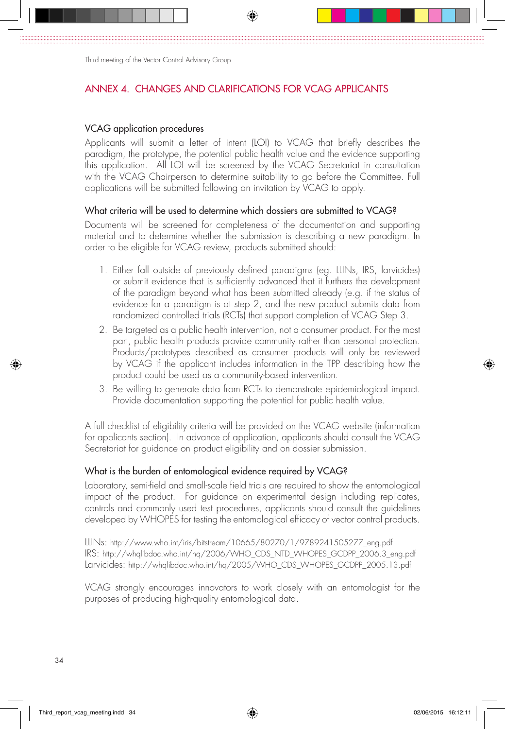## ANNEX 4. CHANGES AND CLARIFICATIONS FOR VCAG APPLICANTS

### VCAG application procedures

Applicants will submit a letter of intent (LOI) to VCAG that briefly describes the paradigm, the prototype, the potential public health value and the evidence supporting this application. All LOI will be screened by the VCAG Secretariat in consultation with the VCAG Chairperson to determine suitability to go before the Committee. Full applications will be submitted following an invitation by VCAG to apply.

### What criteria will be used to determine which dossiers are submitted to VCAG?

Documents will be screened for completeness of the documentation and supporting material and to determine whether the submission is describing a new paradigm. In order to be eligible for VCAG review, products submitted should:

1. Either fall outside of previously defined paradigms (eg. LLINs, IRS, larvicides) or submit evidence that is sufficiently advanced that it furthers the development of the paradigm beyond what has been submitted already (e.g. if the status of evidence for a paradigm is at step 2, and the new product submits data from randomized controlled trials (RCTs) that support completion of VCAG Step 3.
2. Be targeted as a public health intervention, not a consumer product. For the most part, public health products provide community rather than personal protection. Products/prototypes described as consumer products will only be reviewed by VCAG if the applicant includes information in the TPP describing how the product could be used as a community-based intervention.
3. Be willing to generate data from RCTs to demonstrate epidemiological impact. Provide documentation supporting the potential for public health value.

A full checklist of eligibility criteria will be provided on the VCAG website (information for applicants section). In advance of application, applicants should consult the VCAG Secretariat for guidance on product eligibility and on dossier submission.

### What is the burden of entomological evidence required by VCAG?

Laboratory, semi-field and small-scale field trials are required to show the entomological impact of the product. For guidance on experimental design including replicates, controls and commonly used test procedures, applicants should consult the guidelines developed by WHOPES for testing the entomological efficacy of vector control products.

LLINs: http://www.who.int/iris/bitstream/10665/80270/1/9789241505277_eng.pdf
IRS: http://whqlibdoc.who.int/hq/2006/WHO_CDS_NTD_WHOPES_GCDPP_2006.3_eng.pdf
Larvicides: http://whqlibdoc.who.int/hq/2005/WHO_CDS_WHOPES_GCDPP_2005.13.pdf

VCAG strongly encourages innovators to work closely with an entomologist for the purposes of producing high-quality entomological data.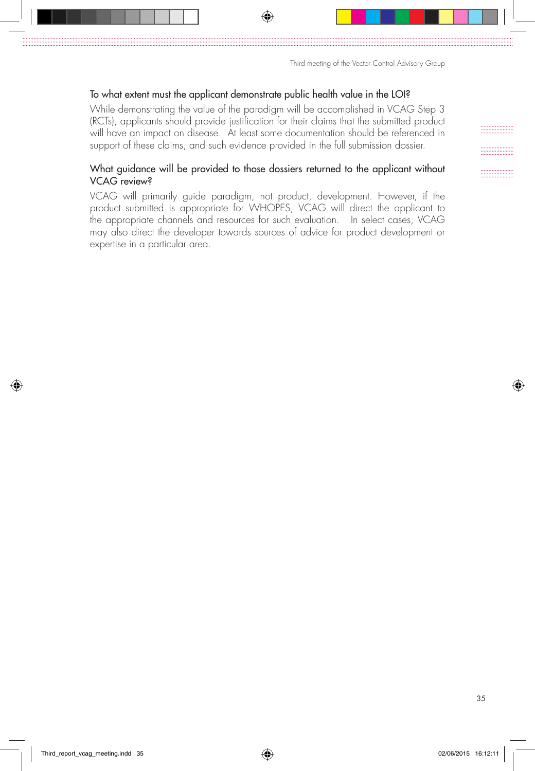### To what extent must the applicant demonstrate public health value in the LOI?

While demonstrating the value of the paradigm will be accomplished in VCAG Step 3 (RCTs), applicants should provide justification for their claims that the submitted product will have an impact on disease. At least some documentation should be referenced in support of these claims, and such evidence provided in the full submission dossier.

### What guidance will be provided to those dossiers returned to the applicant without VCAG review?

VCAG will primarily guide paradigm, not product, development. However, if the product submitted is appropriate for WHOPES, VCAG will direct the applicant to the appropriate channels and resources for such evaluation. In select cases, VCAG may also direct the developer towards sources of advice for product development or expertise in a particular area.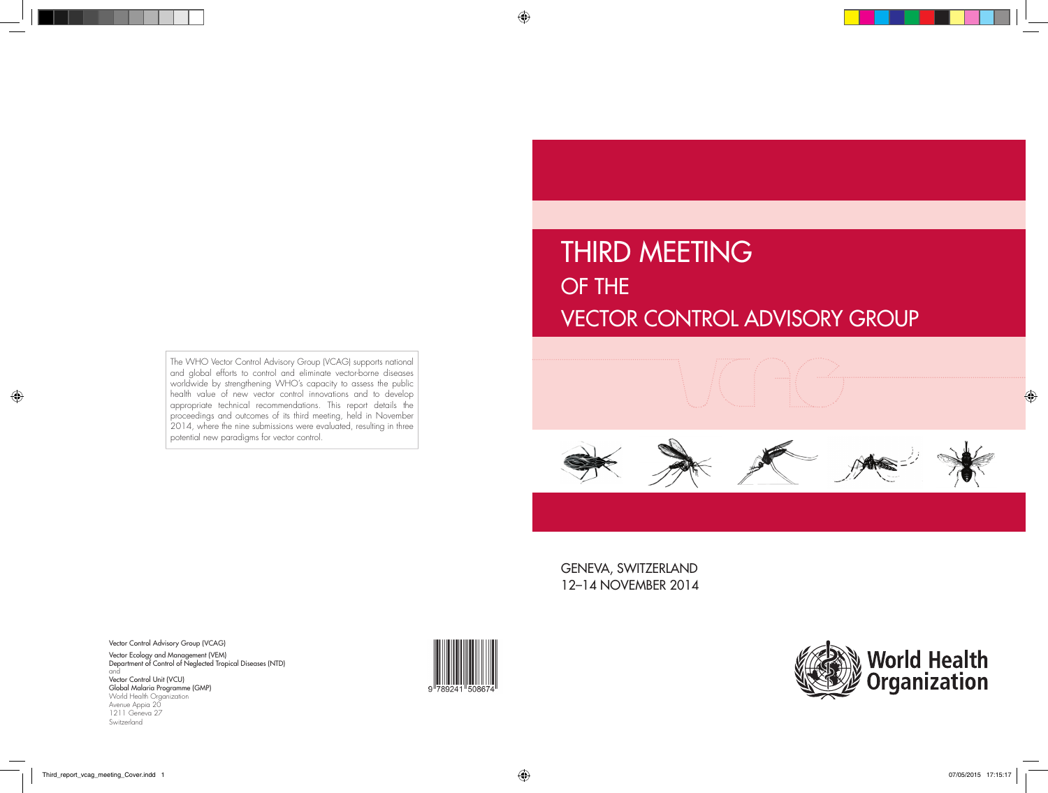The WHO Vector Control Advisory Group (VCAG) supports national and global efforts to control and eliminate vector-borne diseases worldwide by strengthening WHO's capacity to assess the public health value of new vector control innovations and to develop appropriate technical recommendations. This report details the proceedings and outcomes of its third meeting, held in November 2014, where the nine submissions were evaluated, resulting in three potential new paradigms for vector control.

Vector Control Advisory Group (VCAG)

Vector Ecology and Management (VEM)
Department of Control of Neglected Tropical Diseases (NTD)
and
Vector Control Unit (VCU)
Global Malaria Programme (GMP)
World Health Organization
Avenue Appia 20
1211 Geneva 27
Switzerland

9 789241 508674

# THIRD MEETING OF THE VECTOR CONTROL ADVISORY GROUP

VCAG

GENEVA, SWITZERLAND
12–14 NOVEMBER 2014

World Health Organization